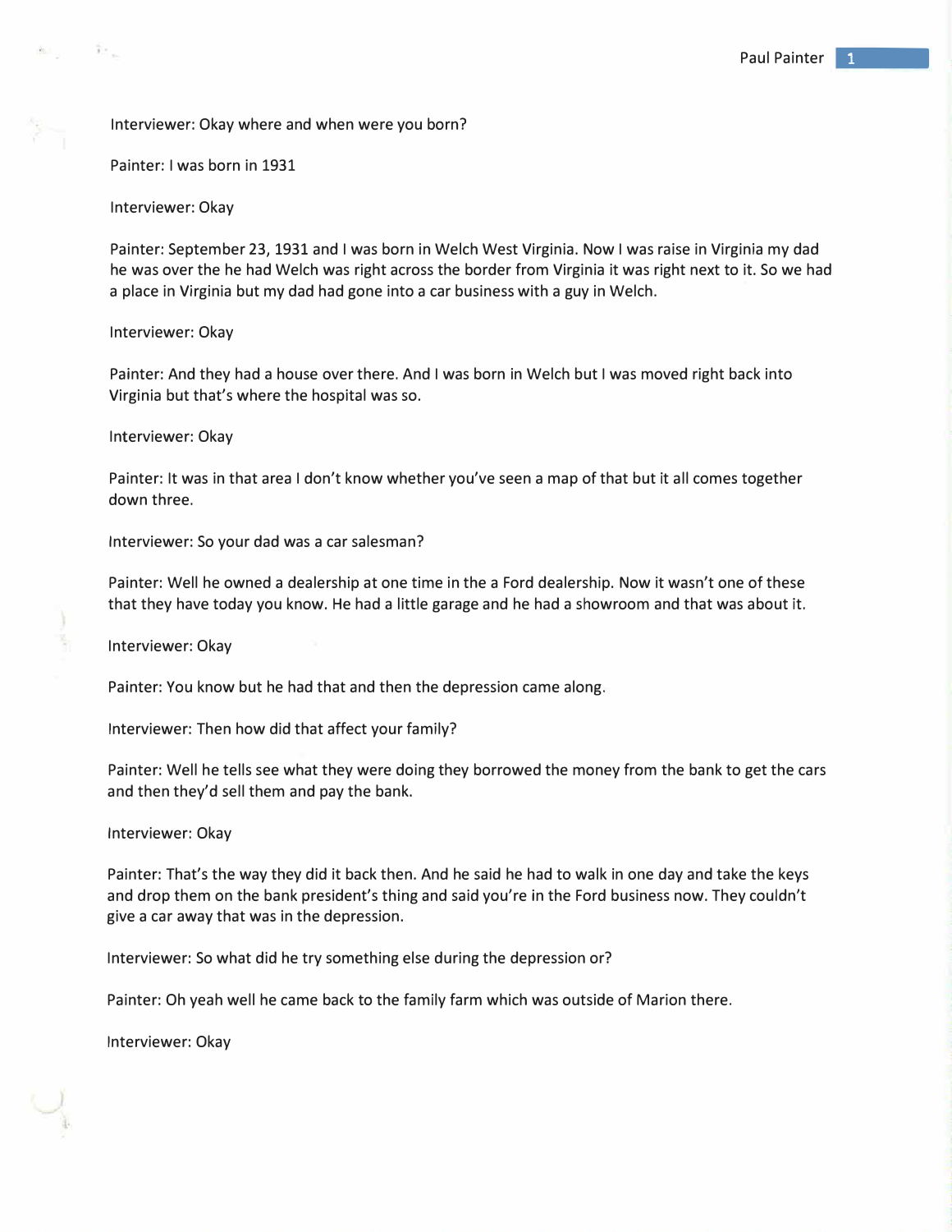Interviewer: Okay where and when were you born?

Painter: I was born in 1931

Interviewer: Okay

Painter: September 23, 1931 and I was born in Welch West Virginia. Now I was raise in Virginia my dad he was over the he had Welch was right across the border from Virginia it was right next to it. So we had a place in Virginia but my dad had gone into a car business with a guy in Welch.

Interviewer: Okay

Painter: And they had a house over there. And I was born in Welch but I was moved right back into Virginia but that's where the hospital was so.

Interviewer: Okay

Painter: It was in that area I don't know whether you've seen a map of that but it all comes together down three.

Interviewer: So your dad was a car salesman?

Painter: Well he owned a dealership at one time in the a Ford dealership. Now it wasn't one of these that they have today you know. He had a little garage and he had a showroom and that was about it.

Interviewer: Okay

Painter: You know but he had that and then the depression came along.

Interviewer: Then how did that affect your family?

Painter: Well he tells see what they were doing they borrowed the money from the bank to get the cars and then they'd sell them and pay the bank.

Interviewer: Okay

Painter: That's the way they did it back then. And he said he had to walk in one day and take the keys and drop them on the bank president's thing and said you're in the Ford business now. They couldn't give a car away that was in the depression.

Interviewer: So what did he try something else during the depression or?

Painter: Oh yeah well he came back to the family farm which was outside of Marion there.

Interviewer: Okay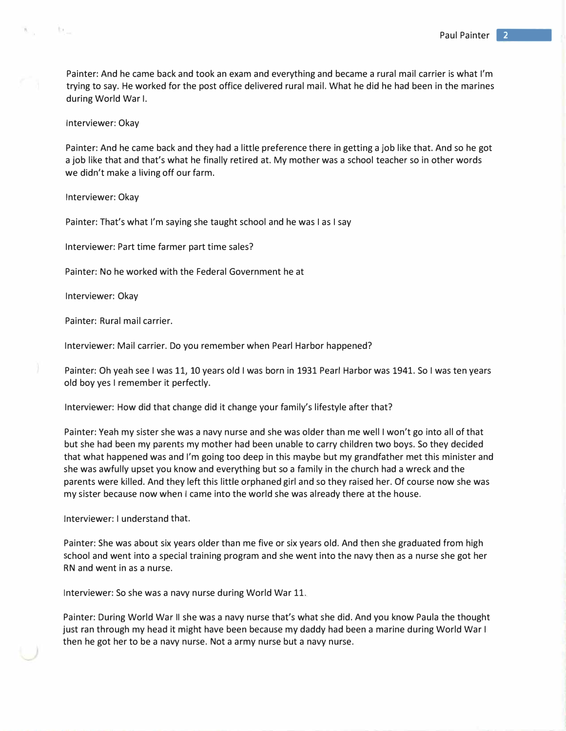Painter: And he came back and took an exam and everything and became a rural mail carrier is what I'm trying to say. He worked for the post office delivered rural mail. What he did he had been in the marines during World War I.

Interviewer: Okay

Painter: And he came back and they had a little preference there in getting a job like that. And so he got a job like that and that's what he finally retired at. My mother was a school teacher so in other words we didn't make a living off our farm.

Interviewer: Okay

Painter: That's what I'm saying she taught school and he was I as I say

Interviewer: Part time farmer part time sales?

Painter: No he worked with the Federal Government he at

Interviewer: Okay

Painter: Rural mail carrier.

Interviewer: Mail carrier. Do you remember when Pearl Harbor happened?

Painter: Oh yeah see I was 11, 10 years old I was born in 1931 Pearl Harbor was 1941. So I was ten years old boy yes I remember it perfectly.

Interviewer: How did that change did it change your family's lifestyle after that?

Painter: Yeah my sister she was a navy nurse and she was older than me well I won't go into all of that but she had been my parents my mother had been unable to carry children two boys. So they decided that what happened was and I'm going too deep in this maybe but my grandfather met this minister and she was awfully upset you know and everything but so a family in the church had a wreck and the parents were killed. And they left this little orphaned girl and so they raised her. Of course now she was my sister because now when I came into the world she was already there at the house.

Interviewer: I understand that.

Painter: She was about six years older than me five or six years old. And then she graduated from high school and went into a special training program and she went into the navy then as a nurse she got her RN and went in as a nurse.

Interviewer: So she was a navy nurse during World War 11.

Painter: During World War II she was a navy nurse that's what she did. And you know Paula the thought just ran through my head it might have been because my daddy had been a marine during World War I then he got her to be a navy nurse. Not a army nurse but a navy nurse.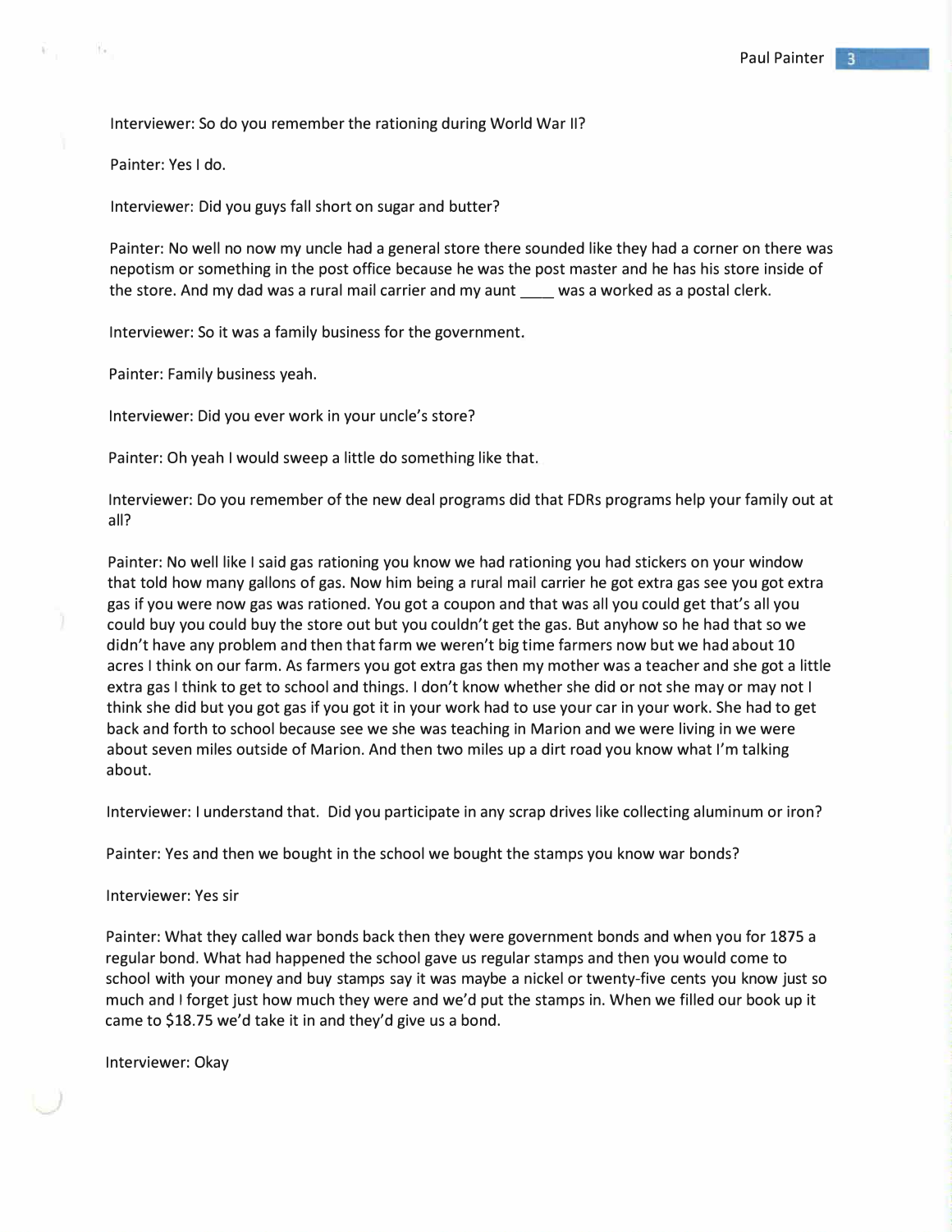Interviewer: So do you remember the rationing during World War II?

Painter: Yes I do.

Interviewer: Did you guys fall short on sugar and butter?

Painter: No well no now my uncle had a general store there sounded like they had a corner on there was nepotism or something in the post office because he was the post master and he has his store inside of the store. And my dad was a rural mail carrier and my aunt ____ was a worked as a postal clerk.

Interviewer: So it was a family business for the government.

Painter: Family business yeah.

Interviewer: Did you ever work in your uncle's store?

Painter: Oh yeah I would sweep a little do something like that.

Interviewer: Do you remember of the new deal programs did that FDRs programs help your family out at all?

Painter: No well like I said gas rationing you know we had rationing you had stickers on your window that told how many gallons of gas. Now him being a rural mail carrier he got extra gas see you got extra gas if you were now gas was rationed. You got a coupon and that was all you could get that's all you could buy you could buy the store out but you couldn't get the gas. But anyhow so he had that so we didn't have any problem and then that farm we weren't big time farmers now but we had about 10 acres I think on our farm. As farmers you got extra gas then my mother was a teacher and she got a little extra gas I think to get to school and things. I don't know whether she did or not she may or may not I think she did but you got gas if you got it in your work had to use your car in your work. She had to get back and forth to school because see we she was teaching in Marion and we were living in we were about seven miles outside of Marion. And then two miles up a dirt road you know what I'm talking about.

Interviewer: I understand that. Did you participate in any scrap drives like collecting aluminum or iron?

Painter: Yes and then we bought in the school we bought the stamps you know war bonds?

Interviewer: Yes sir

Painter: What they called war bonds back then they were government bonds and when you for 1875 a regular bond. What had happened the school gave us regular stamps and then you would come to school with your money and buy stamps say it was maybe a nickel or twenty-five cents you know just so much and I forget just how much they were and we'd put the stamps in. When we filled our book up it came to $18.75 we'd take it in and they'd give us a bond.

Interviewer: Okay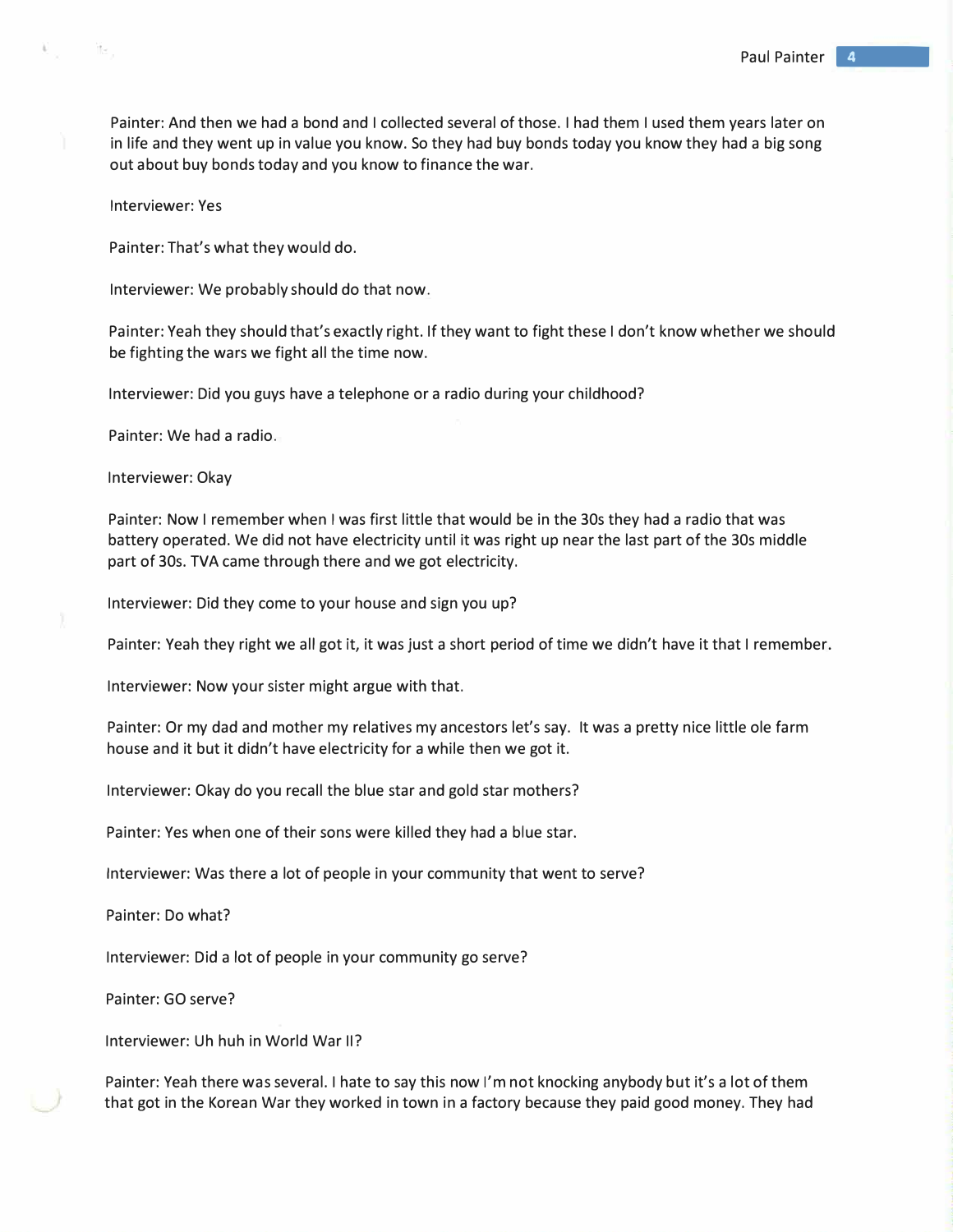Painter: And then we had a bond and I collected several of those. I had them I used them years later on in life and they went up in value you know. So they had buy bonds today you know they had a big song out about buy bonds today and you know to finance the war.

Interviewer: Yes

Painter: That's what they would do.

Interviewer: We probably should do that now.

Painter: Yeah they should that's exactly right. If they want to fight these I don't know whether we should be fighting the wars we fight all the time now.

Interviewer: Did you guys have a telephone or a radio during your childhood?

Painter: We had a radio.

Interviewer: Okay

Painter: Now I remember when I was first little that would be in the 30s they had a radio that was battery operated. We did not have electricity until it was right up near the last part of the 30s middle part of 30s. TVA came through there and we got electricity.

Interviewer: Did they come to your house and sign you up?

Painter: Yeah they right we all got it, it was just a short period of time we didn't have it that I remember.

Interviewer: Now your sister might argue with that.

Painter: Or my dad and mother my relatives my ancestors let's say. It was a pretty nice little ole farm house and it but it didn't have electricity for a while then we got it.

Interviewer: Okay do you recall the blue star and gold star mothers?

Painter: Yes when one of their sons were killed they had a blue star.

Interviewer: Was there a lot of people in your community that went to serve?

Painter: Do what?

Interviewer: Did a lot of people in your community go serve?

Painter: GO serve?

Interviewer: Uh huh in World War II?

Painter: Yeah there was several. I hate to say this now I'm not knocking anybody but it's a lot of them that got in the Korean War they worked in town in a factory because they paid good money. They had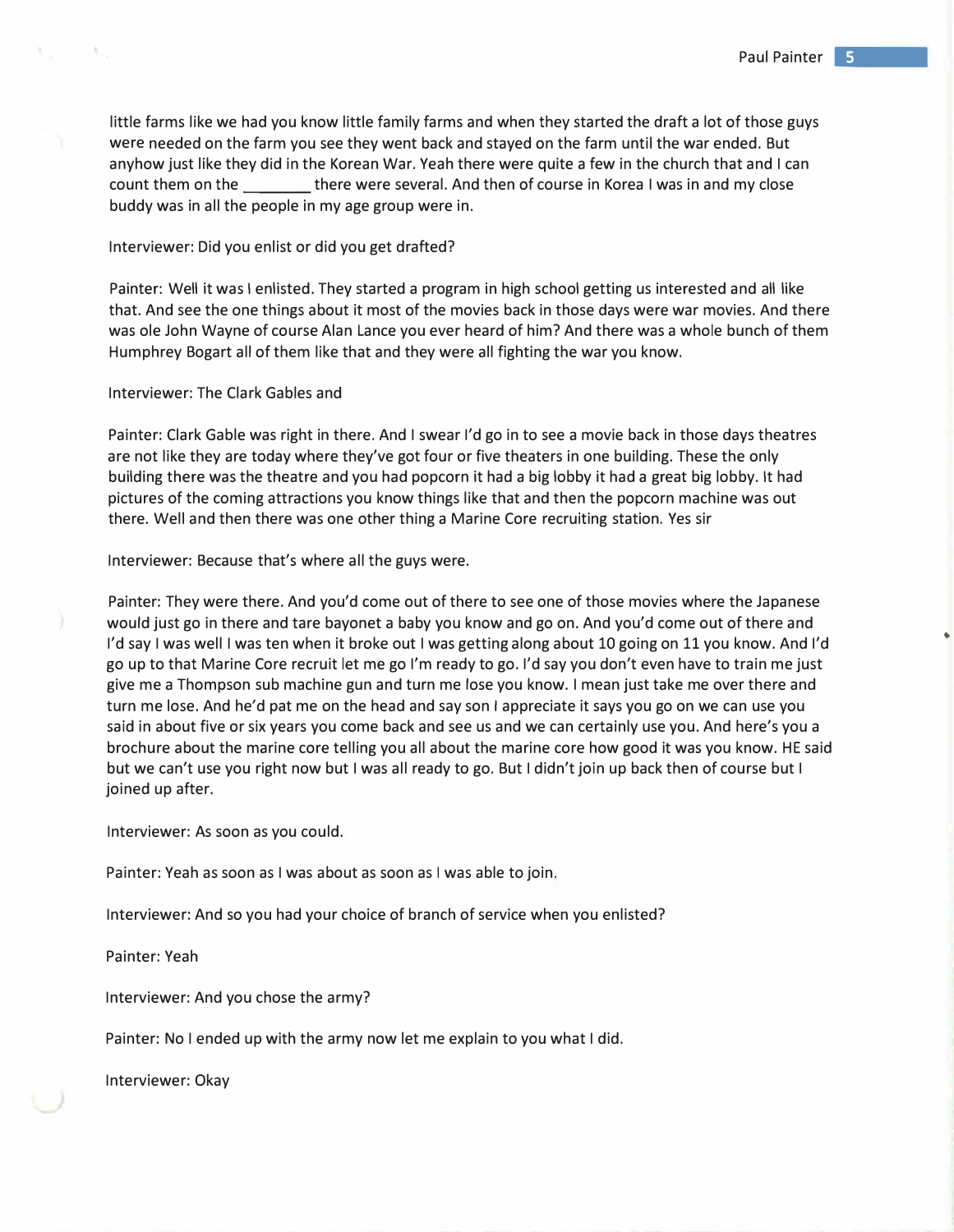little farms like we had you know little family farms and when they started the draft a lot of those guys were needed on the farm you see they went back and stayed on the farm until the war ended. But anyhow just like they did in the Korean War. Yeah there were quite a few in the church that and I can count them on the ________ there were several. And then of course in Korea I was in and my close buddy was in all the people in my age group were in.

Interviewer: Did you enlist or did you get drafted?

Painter: Well it was I enlisted. They started a program in high school getting us interested and all like that. And see the one things about it most of the movies back in those days were war movies. And there was ole John Wayne of course Alan Lance you ever heard of him? And there was a whole bunch of them Humphrey Bogart all of them like that and they were all fighting the war you know.

Interviewer: The Clark Gables and

Painter: Clark Gable was right in there. And I swear I'd go in to see a movie back in those days theatres are not like they are today where they've got four or five theaters in one building. These the only building there was the theatre and you had popcorn it had a big lobby it had a great big lobby. It had pictures of the coming attractions you know things like that and then the popcorn machine was out there. Well and then there was one other thing a Marine Core recruiting station. Yes sir

Interviewer: Because that's where all the guys were.

Painter: They were there. And you'd come out of there to see one of those movies where the Japanese would just go in there and tare bayonet a baby you know and go on. And you'd come out of there and I'd say I was well I was ten when it broke out I was getting along about 10 going on 11 you know. And I'd go up to that Marine Core recruit let me go I'm ready to go. I'd say you don't even have to train me just give me a Thompson sub machine gun and turn me lose you know. I mean just take me over there and turn me lose. And he'd pat me on the head and say son I appreciate it says you go on we can use you said in about five or six years you come back and see us and we can certainly use you. And here's you a brochure about the marine core telling you all about the marine core how good it was you know. HE said but we can't use you right now but I was all ready to go. But I didn't join up back then of course but I joined up after.

Interviewer: As soon as you could.

Painter: Yeah as soon as I was about as soon as I was able to join.

Interviewer: And so you had your choice of branch of service when you enlisted?

Painter: Yeah

Interviewer: And you chose the army?

Painter: No I ended up with the army now let me explain to you what I did.

Interviewer: Okay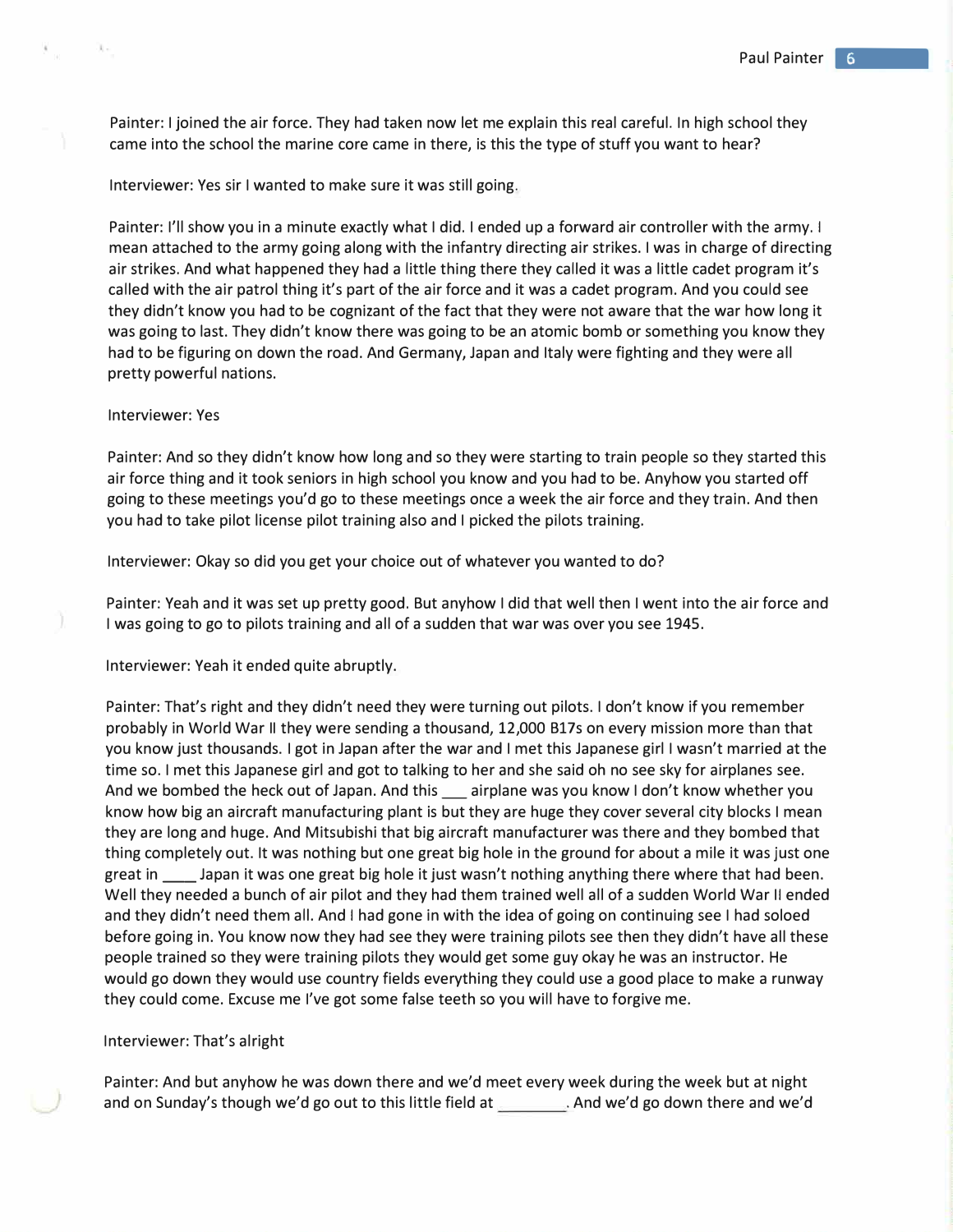Painter: I joined the air force. They had taken now let me explain this real careful. In high school they came into the school the marine core came in there, is this the type of stuff you want to hear?

Interviewer: Yes sir I wanted to make sure it was still going.

Painter: I'll show you in a minute exactly what I did. I ended up a forward air controller with the army. I mean attached to the army going along with the infantry directing air strikes. I was in charge of directing air strikes. And what happened they had a little thing there they called it was a little cadet program it's called with the air patrol thing it's part of the air force and it was a cadet program. And you could see they didn't know you had to be cognizant of the fact that they were not aware that the war how long it was going to last. They didn't know there was going to be an atomic bomb or something you know they had to be figuring on down the road. And Germany, Japan and Italy were fighting and they were all pretty powerful nations.

Interviewer: Yes

Painter: And so they didn't know how long and so they were starting to train people so they started this air force thing and it took seniors in high school you know and you had to be. Anyhow you started off going to these meetings you'd go to these meetings once a week the air force and they train. And then you had to take pilot license pilot training also and I picked the pilots training.

Interviewer: Okay so did you get your choice out of whatever you wanted to do?

Painter: Yeah and it was set up pretty good. But anyhow I did that well then I went into the air force and I was going to go to pilots training and all of a sudden that war was over you see 1945.

Interviewer: Yeah it ended quite abruptly.

Painter: That's right and they didn't need they were turning out pilots. I don't know if you remember probably in World War II they were sending a thousand, 12,000 B17s on every mission more than that you know just thousands. I got in Japan after the war and I met this Japanese girl I wasn't married at the time so. I met this Japanese girl and got to talking to her and she said oh no see sky for airplanes see. And we bombed the heck out of Japan. And this ___ airplane was you know I don't know whether you know how big an aircraft manufacturing plant is but they are huge they cover several city blocks I mean they are long and huge. And Mitsubishi that big aircraft manufacturer was there and they bombed that thing completely out. It was nothing but one great big hole in the ground for about a mile it was just one great in ____ Japan it was one great big hole it just wasn't nothing anything there where that had been. Well they needed a bunch of air pilot and they had them trained well all of a sudden World War II ended and they didn't need them all. And I had gone in with the idea of going on continuing see I had soloed before going in. You know now they had see they were training pilots see then they didn't have all these people trained so they were training pilots they would get some guy okay he was an instructor. He would go down they would use country fields everything they could use a good place to make a runway they could come. Excuse me I've got some false teeth so you will have to forgive me.

Interviewer: That's alright

Painter: And but anyhow he was down there and we'd meet every week during the week but at night and on Sunday's though we'd go out to this little field at ________. And we'd go down there and we'd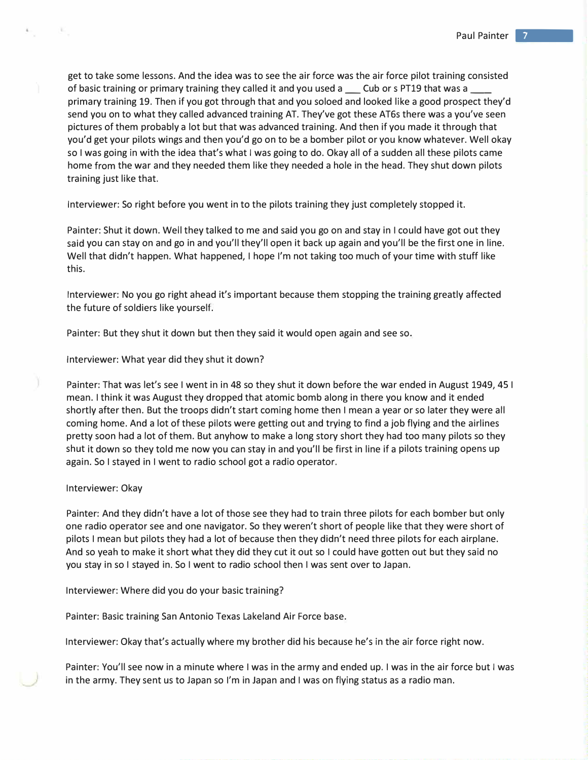get to take some lessons. And the idea was to see the air force was the air force pilot training consisted of basic training or primary training they called it and you used a ___ Cub or s PT19 that was a ____ primary training 19. Then if you got through that and you soloed and looked like a good prospect they'd send you on to what they called advanced training AT. They've got these AT6s there was a you've seen pictures of them probably a lot but that was advanced training. And then if you made it through that you'd get your pilots wings and then you'd go on to be a bomber pilot or you know whatever. Well okay so I was going in with the idea that's what I was going to do. Okay all of a sudden all these pilots came home from the war and they needed them like they needed a hole in the head. They shut down pilots training just like that.

Interviewer: So right before you went in to the pilots training they just completely stopped it.

Painter: Shut it down. Well they talked to me and said you go on and stay in I could have got out they said you can stay on and go in and you'll they'll open it back up again and you'll be the first one in line. Well that didn't happen. What happened, I hope I'm not taking too much of your time with stuff like this.

Interviewer: No you go right ahead it's important because them stopping the training greatly affected the future of soldiers like yourself.

Painter: But they shut it down but then they said it would open again and see so.

Interviewer: What year did they shut it down?

Painter: That was let's see I went in in 48 so they shut it down before the war ended in August 1949, 45 I mean. I think it was August they dropped that atomic bomb along in there you know and it ended shortly after then. But the troops didn't start coming home then I mean a year or so later they were all coming home. And a lot of these pilots were getting out and trying to find a job flying and the airlines pretty soon had a lot of them. But anyhow to make a long story short they had too many pilots so they shut it down so they told me now you can stay in and you'll be first in line if a pilots training opens up again. So I stayed in I went to radio school got a radio operator.

Interviewer: Okay

Painter: And they didn't have a lot of those see they had to train three pilots for each bomber but only one radio operator see and one navigator. So they weren't short of people like that they were short of pilots I mean but pilots they had a lot of because then they didn't need three pilots for each airplane. And so yeah to make it short what they did they cut it out so I could have gotten out but they said no you stay in so I stayed in. So I went to radio school then I was sent over to Japan.

Interviewer: Where did you do your basic training?

Painter: Basic training San Antonio Texas Lakeland Air Force base.

Interviewer: Okay that's actually where my brother did his because he's in the air force right now.

Painter: You'll see now in a minute where I was in the army and ended up. I was in the air force but I was in the army. They sent us to Japan so I'm in Japan and I was on flying status as a radio man.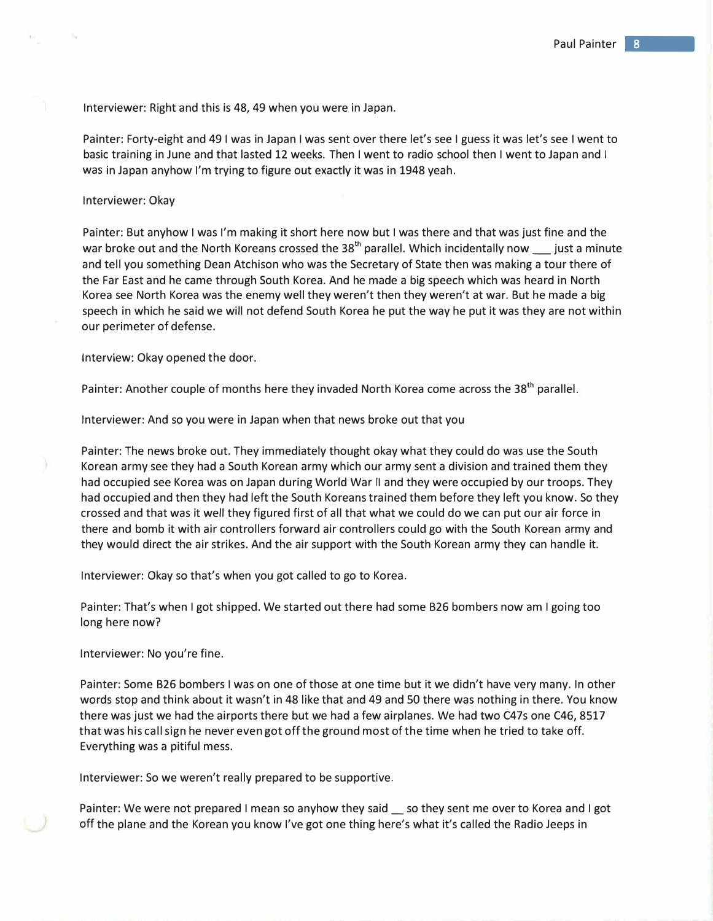Interviewer: Right and this is 48, 49 when you were in Japan.

Painter: Forty-eight and 49 I was in Japan I was sent over there let's see I guess it was let's see I went to basic training in June and that lasted 12 weeks. Then I went to radio school then I went to Japan and I was in Japan anyhow I'm trying to figure out exactly it was in 1948 yeah.

Interviewer: Okay

Painter: But anyhow I was I'm making it short here now but I was there and that was just fine and the war broke out and the North Koreans crossed the 38th parallel. Which incidentally now ___ just a minute and tell you something Dean Atchison who was the Secretary of State then was making a tour there of the Far East and he came through South Korea. And he made a big speech which was heard in North Korea see North Korea was the enemy well they weren't then they weren't at war. But he made a big speech in which he said we will not defend South Korea he put the way he put it was they are not within our perimeter of defense.

Interview: Okay opened the door.

Painter: Another couple of months here they invaded North Korea come across the 38th parallel.

Interviewer: And so you were in Japan when that news broke out that you

Painter: The news broke out. They immediately thought okay what they could do was use the South Korean army see they had a South Korean army which our army sent a division and trained them they had occupied see Korea was on Japan during World War II and they were occupied by our troops. They had occupied and then they had left the South Koreans trained them before they left you know. So they crossed and that was it well they figured first of all that what we could do we can put our air force in there and bomb it with air controllers forward air controllers could go with the South Korean army and they would direct the air strikes. And the air support with the South Korean army they can handle it.

Interviewer: Okay so that's when you got called to go to Korea.

Painter: That's when I got shipped. We started out there had some B26 bombers now am I going too long here now?

Interviewer: No you're fine.

Painter: Some B26 bombers I was on one of those at one time but it we didn't have very many. In other words stop and think about it wasn't in 48 like that and 49 and 50 there was nothing in there. You know there was just we had the airports there but we had a few airplanes. We had two C47s one C46, 8517 that was his call sign he never even got off the ground most of the time when he tried to take off. Everything was a pitiful mess.

Interviewer: So we weren't really prepared to be supportive.

Painter: We were not prepared I mean so anyhow they said __ so they sent me over to Korea and I got off the plane and the Korean you know I've got one thing here's what it's called the Radio Jeeps in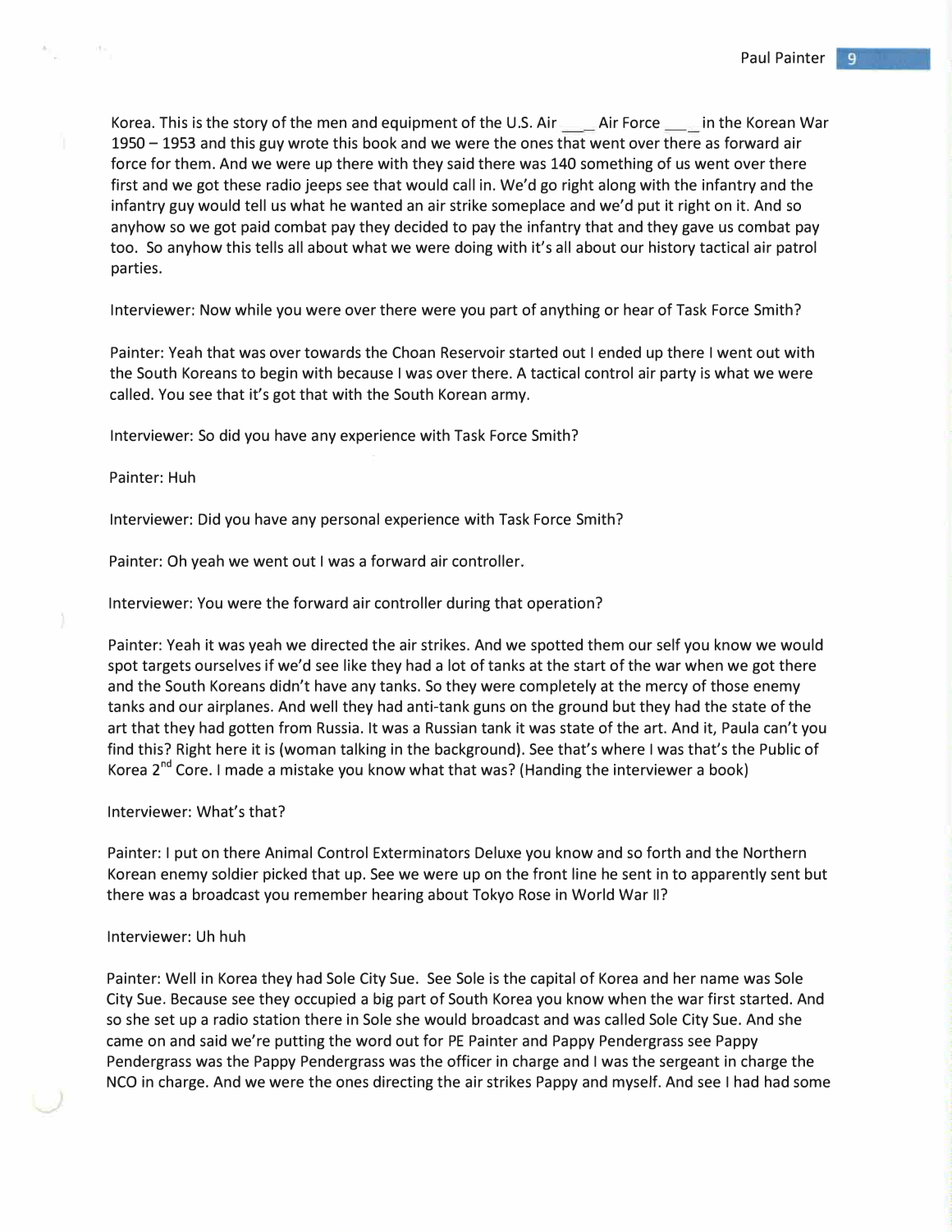Korea. This is the story of the men and equipment of the U.S. Air ___ Air Force ___ in the Korean War 1950 – 1953 and this guy wrote this book and we were the ones that went over there as forward air force for them. And we were up there with they said there was 140 something of us went over there first and we got these radio jeeps see that would call in. We'd go right along with the infantry and the infantry guy would tell us what he wanted an air strike someplace and we'd put it right on it. And so anyhow so we got paid combat pay they decided to pay the infantry that and they gave us combat pay too. So anyhow this tells all about what we were doing with it's all about our history tactical air patrol parties.

Interviewer: Now while you were over there were you part of anything or hear of Task Force Smith?

Painter: Yeah that was over towards the Choan Reservoir started out I ended up there I went out with the South Koreans to begin with because I was over there. A tactical control air party is what we were called. You see that it's got that with the South Korean army.

Interviewer: So did you have any experience with Task Force Smith?

Painter: Huh

Interviewer: Did you have any personal experience with Task Force Smith?

Painter: Oh yeah we went out I was a forward air controller.

Interviewer: You were the forward air controller during that operation?

Painter: Yeah it was yeah we directed the air strikes. And we spotted them our self you know we would spot targets ourselves if we'd see like they had a lot of tanks at the start of the war when we got there and the South Koreans didn't have any tanks. So they were completely at the mercy of those enemy tanks and our airplanes. And well they had anti-tank guns on the ground but they had the state of the art that they had gotten from Russia. It was a Russian tank it was state of the art. And it, Paula can't you find this? Right here it is (woman talking in the background). See that's where I was that's the Public of Korea 2nd Core. I made a mistake you know what that was? (Handing the interviewer a book)

Interviewer: What's that?

Painter: I put on there Animal Control Exterminators Deluxe you know and so forth and the Northern Korean enemy soldier picked that up. See we were up on the front line he sent in to apparently sent but there was a broadcast you remember hearing about Tokyo Rose in World War II?

Interviewer: Uh huh

Painter: Well in Korea they had Sole City Sue. See Sole is the capital of Korea and her name was Sole City Sue. Because see they occupied a big part of South Korea you know when the war first started. And so she set up a radio station there in Sole she would broadcast and was called Sole City Sue. And she came on and said we're putting the word out for PE Painter and Pappy Pendergrass see Pappy Pendergrass was the Pappy Pendergrass was the officer in charge and I was the sergeant in charge the NCO in charge. And we were the ones directing the air strikes Pappy and myself. And see I had had some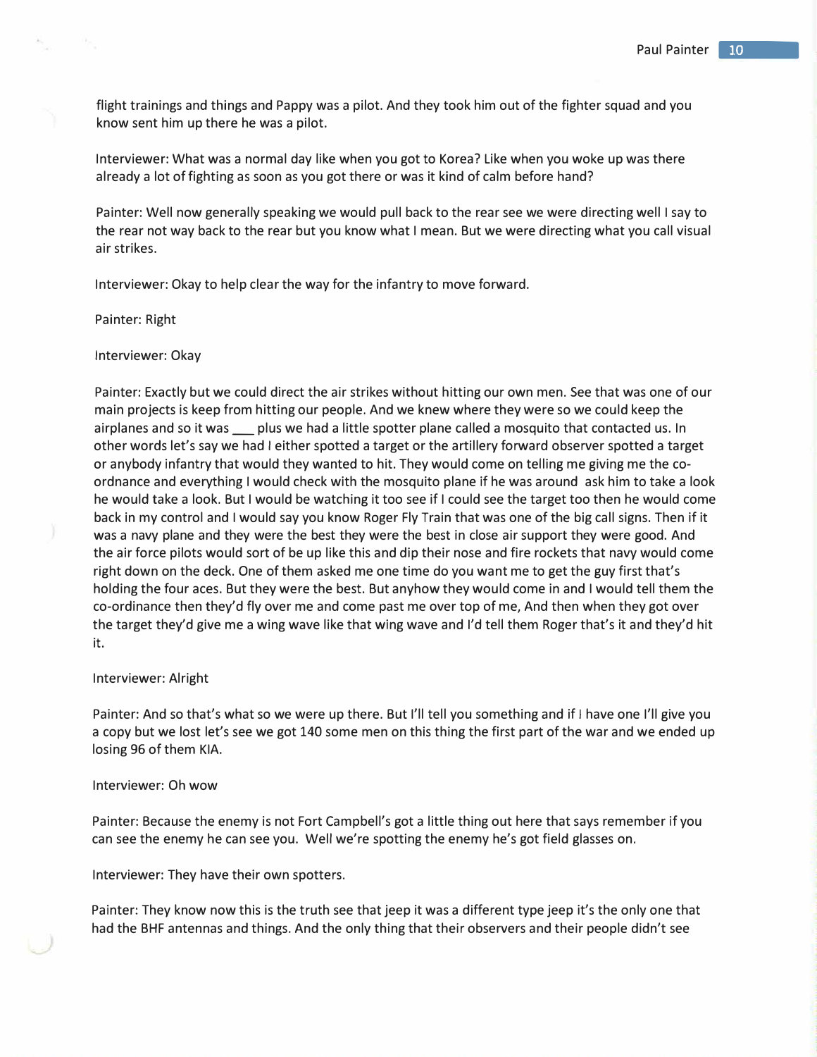flight trainings and things and Pappy was a pilot. And they took him out of the fighter squad and you know sent him up there he was a pilot.

Interviewer: What was a normal day like when you got to Korea? Like when you woke up was there already a lot of fighting as soon as you got there or was it kind of calm before hand?

Painter: Well now generally speaking we would pull back to the rear see we were directing well I say to the rear not way back to the rear but you know what I mean. But we were directing what you call visual air strikes.

Interviewer: Okay to help clear the way for the infantry to move forward.

Painter: Right

Interviewer: Okay

Painter: Exactly but we could direct the air strikes without hitting our own men. See that was one of our main projects is keep from hitting our people. And we knew where they were so we could keep the airplanes and so it was ___ plus we had a little spotter plane called a mosquito that contacted us. In other words let's say we had I either spotted a target or the artillery forward observer spotted a target or anybody infantry that would they wanted to hit. They would come on telling me giving me the co-ordnance and everything I would check with the mosquito plane if he was around ask him to take a look he would take a look. But I would be watching it too see if I could see the target too then he would come back in my control and I would say you know Roger Fly Train that was one of the big call signs. Then if it was a navy plane and they were the best they were the best in close air support they were good. And the air force pilots would sort of be up like this and dip their nose and fire rockets that navy would come right down on the deck. One of them asked me one time do you want me to get the guy first that's holding the four aces. But they were the best. But anyhow they would come in and I would tell them the co-ordinance then they'd fly over me and come past me over top of me, And then when they got over the target they'd give me a wing wave like that wing wave and I'd tell them Roger that's it and they'd hit it.

Interviewer: Alright

Painter: And so that's what so we were up there. But I'll tell you something and if I have one I'll give you a copy but we lost let's see we got 140 some men on this thing the first part of the war and we ended up losing 96 of them KIA.

Interviewer: Oh wow

Painter: Because the enemy is not Fort Campbell's got a little thing out here that says remember if you can see the enemy he can see you. Well we're spotting the enemy he's got field glasses on.

Interviewer: They have their own spotters.

Painter: They know now this is the truth see that jeep it was a different type jeep it's the only one that had the BHF antennas and things. And the only thing that their observers and their people didn't see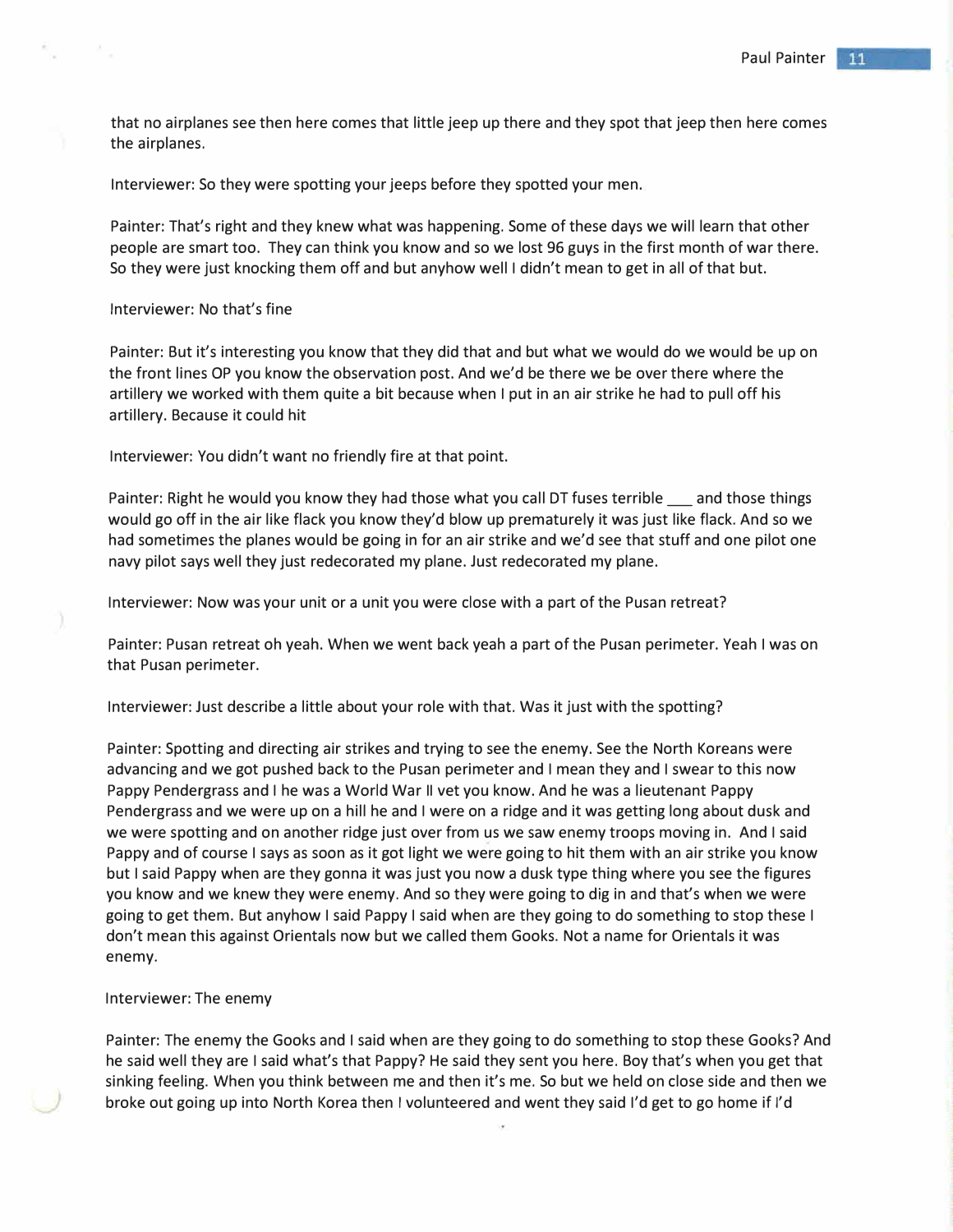that no airplanes see then here comes that little jeep up there and they spot that jeep then here comes the airplanes.

Interviewer: So they were spotting your jeeps before they spotted your men.

Painter: That's right and they knew what was happening. Some of these days we will learn that other people are smart too. They can think you know and so we lost 96 guys in the first month of war there. So they were just knocking them off and but anyhow well I didn't mean to get in all of that but.

Interviewer: No that's fine

Painter: But it's interesting you know that they did that and but what we would do we would be up on the front lines OP you know the observation post. And we'd be there we be over there where the artillery we worked with them quite a bit because when I put in an air strike he had to pull off his artillery. Because it could hit

Interviewer: You didn't want no friendly fire at that point.

Painter: Right he would you know they had those what you call DT fuses terrible ___ and those things would go off in the air like flack you know they'd blow up prematurely it was just like flack. And so we had sometimes the planes would be going in for an air strike and we'd see that stuff and one pilot one navy pilot says well they just redecorated my plane. Just redecorated my plane.

Interviewer: Now was your unit or a unit you were close with a part of the Pusan retreat?

Painter: Pusan retreat oh yeah. When we went back yeah a part of the Pusan perimeter. Yeah I was on that Pusan perimeter.

Interviewer: Just describe a little about your role with that. Was it just with the spotting?

Painter: Spotting and directing air strikes and trying to see the enemy. See the North Koreans were advancing and we got pushed back to the Pusan perimeter and I mean they and I swear to this now Pappy Pendergrass and I he was a World War II vet you know. And he was a lieutenant Pappy Pendergrass and we were up on a hill he and I were on a ridge and it was getting long about dusk and we were spotting and on another ridge just over from us we saw enemy troops moving in. And I said Pappy and of course I says as soon as it got light we were going to hit them with an air strike you know but I said Pappy when are they gonna it was just you now a dusk type thing where you see the figures you know and we knew they were enemy. And so they were going to dig in and that's when we were going to get them. But anyhow I said Pappy I said when are they going to do something to stop these I don't mean this against Orientals now but we called them Gooks. Not a name for Orientals it was enemy.

Interviewer: The enemy

Painter: The enemy the Gooks and I said when are they going to do something to stop these Gooks? And he said well they are I said what's that Pappy? He said they sent you here. Boy that's when you get that sinking feeling. When you think between me and then it's me. So but we held on close side and then we broke out going up into North Korea then I volunteered and went they said I'd get to go home if I'd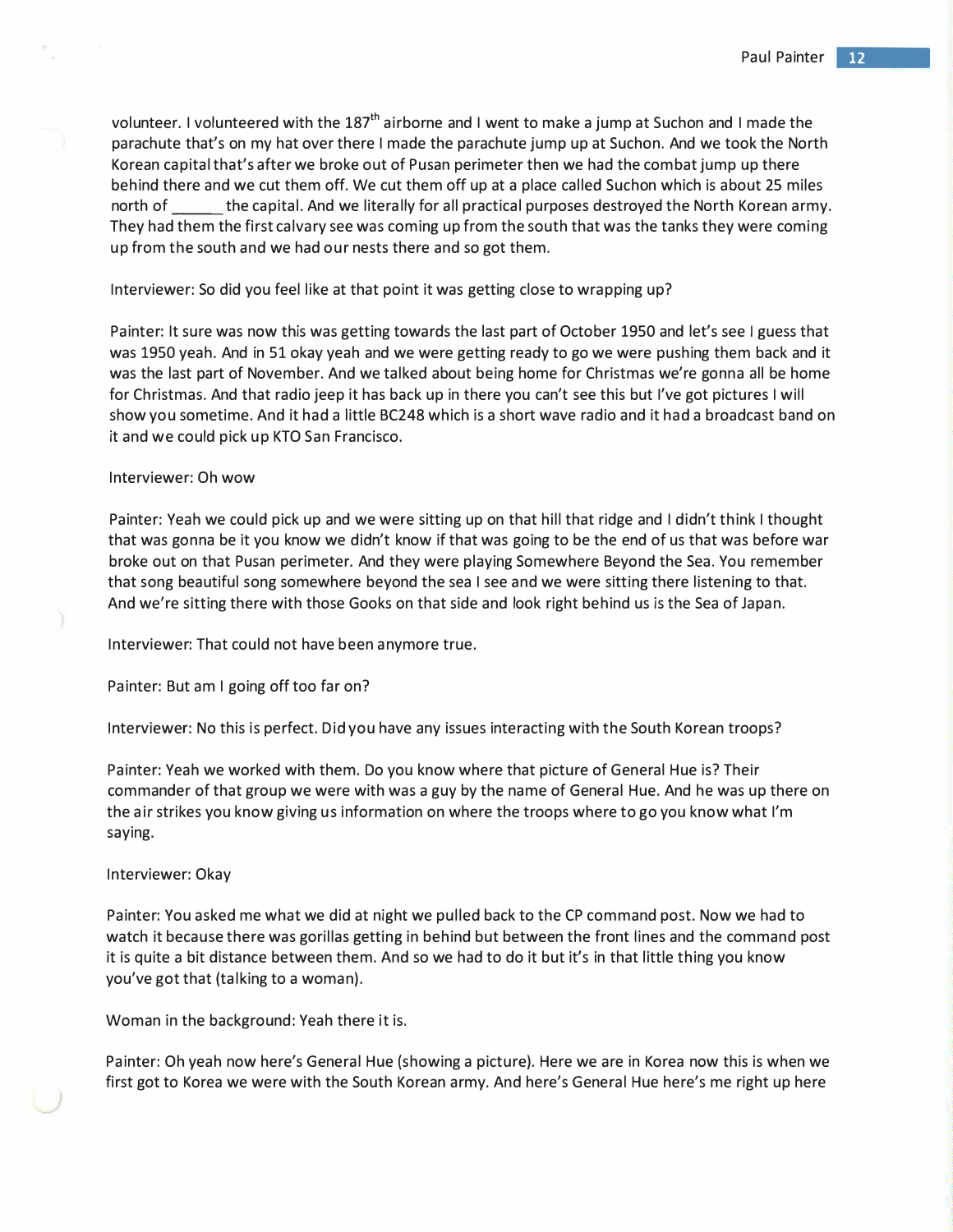volunteer. I volunteered with the 187th airborne and I went to make a jump at Suchon and I made the parachute that's on my hat over there I made the parachute jump up at Suchon. And we took the North Korean capital that's after we broke out of Pusan perimeter then we had the combat jump up there behind there and we cut them off. We cut them off up at a place called Suchon which is about 25 miles north of ______ the capital. And we literally for all practical purposes destroyed the North Korean army. They had them the first calvary see was coming up from the south that was the tanks they were coming up from the south and we had our nests there and so got them.

Interviewer: So did you feel like at that point it was getting close to wrapping up?

Painter: It sure was now this was getting towards the last part of October 1950 and let's see I guess that was 1950 yeah. And in 51 okay yeah and we were getting ready to go we were pushing them back and it was the last part of November. And we talked about being home for Christmas we're gonna all be home for Christmas. And that radio jeep it has back up in there you can't see this but I've got pictures I will show you sometime. And it had a little BC248 which is a short wave radio and it had a broadcast band on it and we could pick up KTO San Francisco.

Interviewer: Oh wow

Painter: Yeah we could pick up and we were sitting up on that hill that ridge and I didn't think I thought that was gonna be it you know we didn't know if that was going to be the end of us that was before war broke out on that Pusan perimeter. And they were playing Somewhere Beyond the Sea. You remember that song beautiful song somewhere beyond the sea I see and we were sitting there listening to that. And we're sitting there with those Gooks on that side and look right behind us is the Sea of Japan.

Interviewer: That could not have been anymore true.

Painter: But am I going off too far on?

Interviewer: No this is perfect. Did you have any issues interacting with the South Korean troops?

Painter: Yeah we worked with them. Do you know where that picture of General Hue is? Their commander of that group we were with was a guy by the name of General Hue. And he was up there on the air strikes you know giving us information on where the troops where to go you know what I'm saying.

Interviewer: Okay

Painter: You asked me what we did at night we pulled back to the CP command post. Now we had to watch it because there was gorillas getting in behind but between the front lines and the command post it is quite a bit distance between them. And so we had to do it but it's in that little thing you know you've got that (talking to a woman).

Woman in the background: Yeah there it is.

Painter: Oh yeah now here's General Hue (showing a picture). Here we are in Korea now this is when we first got to Korea we were with the South Korean army. And here's General Hue here's me right up here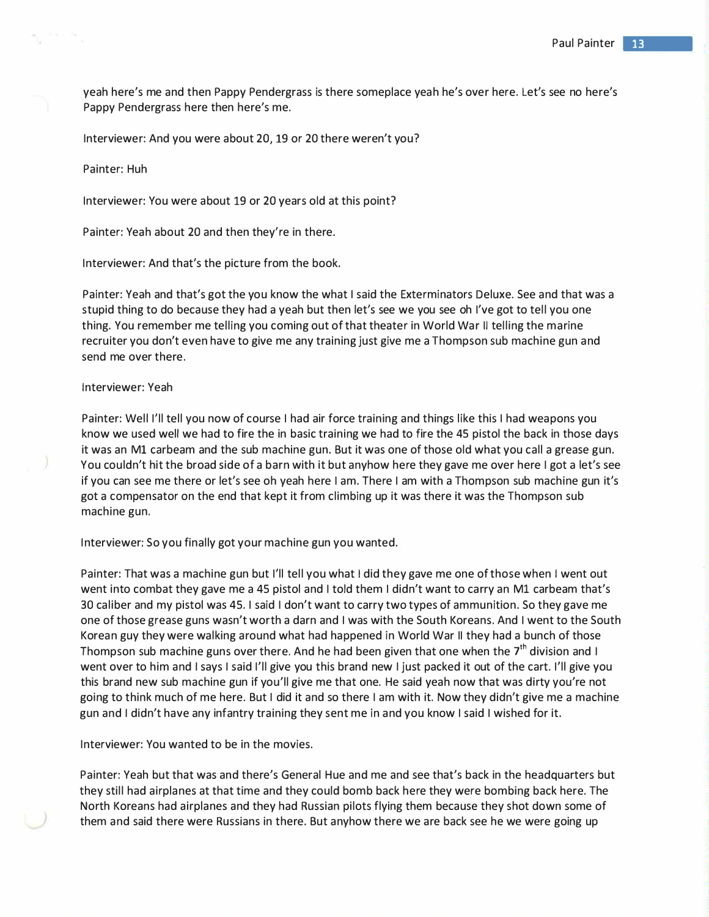yeah here's me and then Pappy Pendergrass is there someplace yeah he's over here. Let's see no here's Pappy Pendergrass here then here's me.

Interviewer: And you were about 20, 19 or 20 there weren't you?

Painter: Huh

Interviewer: You were about 19 or 20 years old at this point?

Painter: Yeah about 20 and then they're in there.

Interviewer: And that's the picture from the book.

Painter: Yeah and that's got the you know the what I said the Exterminators Deluxe. See and that was a stupid thing to do because they had a yeah but then let's see we you see oh I've got to tell you one thing. You remember me telling you coming out of that theater in World War II telling the marine recruiter you don't even have to give me any training just give me a Thompson sub machine gun and send me over there.

Interviewer: Yeah

Painter: Well I'll tell you now of course I had air force training and things like this I had weapons you know we used well we had to fire the in basic training we had to fire the 45 pistol the back in those days it was an M1 carbeam and the sub machine gun. But it was one of those old what you call a grease gun. You couldn't hit the broad side of a barn with it but anyhow here they gave me over here I got a let's see if you can see me there or let's see oh yeah here I am. There I am with a Thompson sub machine gun it's got a compensator on the end that kept it from climbing up it was there it was the Thompson sub machine gun.

Interviewer: So you finally got your machine gun you wanted.

Painter: That was a machine gun but I'll tell you what I did they gave me one of those when I went out went into combat they gave me a 45 pistol and I told them I didn't want to carry an M1 carbeam that's 30 caliber and my pistol was 45. I said I don't want to carry two types of ammunition. So they gave me one of those grease guns wasn't worth a darn and I was with the South Koreans. And I went to the South Korean guy they were walking around what had happened in World War II they had a bunch of those Thompson sub machine guns over there. And he had been given that one when the 7th division and I went over to him and I says I said I'll give you this brand new I just packed it out of the cart. I'll give you this brand new sub machine gun if you'll give me that one. He said yeah now that was dirty you're not going to think much of me here. But I did it and so there I am with it. Now they didn't give me a machine gun and I didn't have any infantry training they sent me in and you know I said I wished for it.

Interviewer: You wanted to be in the movies.

Painter: Yeah but that was and there's General Hue and me and see that's back in the headquarters but they still had airplanes at that time and they could bomb back here they were bombing back here. The North Koreans had airplanes and they had Russian pilots flying them because they shot down some of them and said there were Russians in there. But anyhow there we are back see he we were going up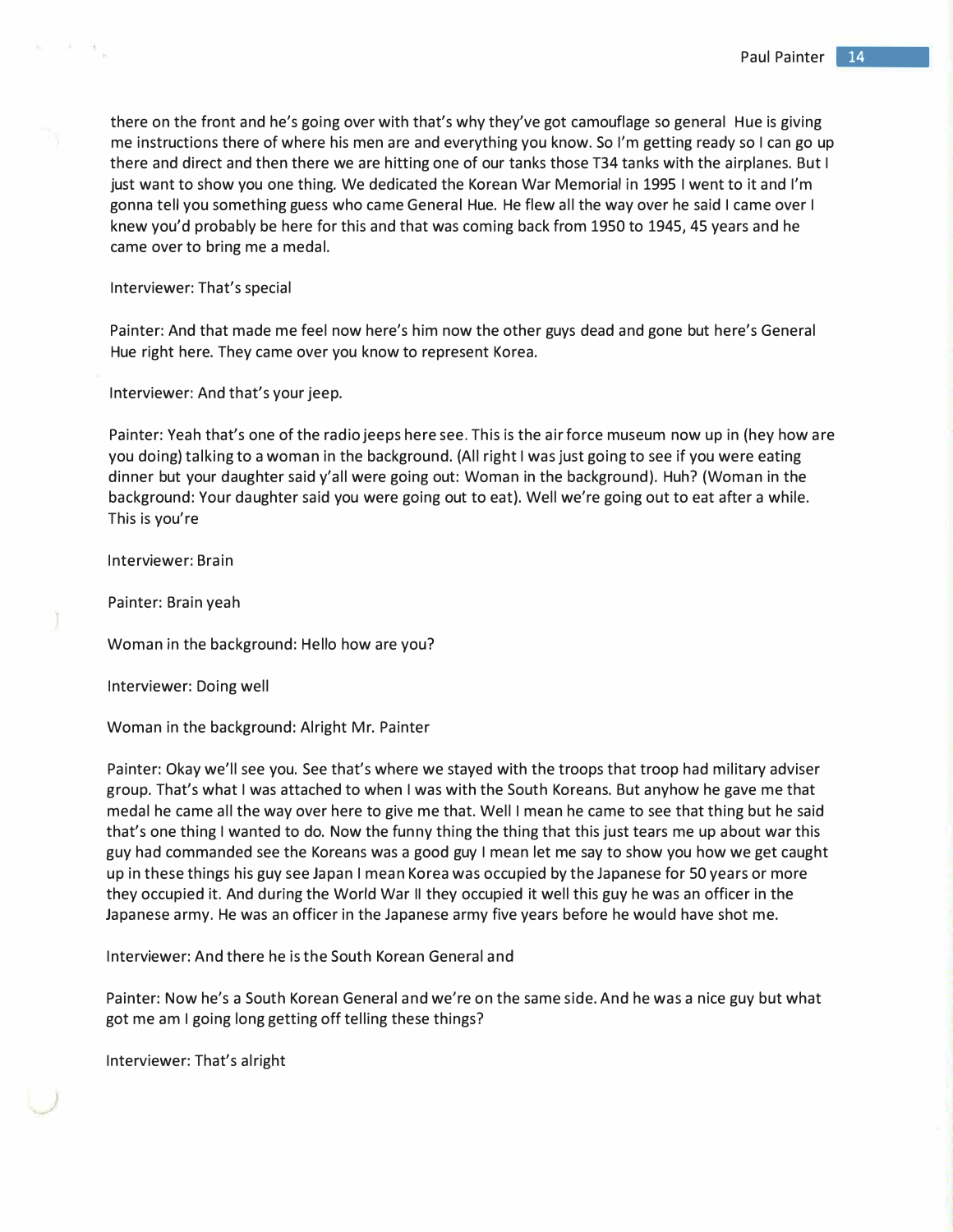there on the front and he's going over with that's why they've got camouflage so general Hue is giving me instructions there of where his men are and everything you know. So I'm getting ready so I can go up there and direct and then there we are hitting one of our tanks those T34 tanks with the airplanes. But I just want to show you one thing. We dedicated the Korean War Memorial in 1995 I went to it and I'm gonna tell you something guess who came General Hue. He flew all the way over he said I came over I knew you'd probably be here for this and that was coming back from 1950 to 1945, 45 years and he came over to bring me a medal.

Interviewer: That's special

Painter: And that made me feel now here's him now the other guys dead and gone but here's General Hue right here. They came over you know to represent Korea.

Interviewer: And that's your jeep.

Painter: Yeah that's one of the radio jeeps here see. This is the air force museum now up in (hey how are you doing) talking to a woman in the background. (All right I was just going to see if you were eating dinner but your daughter said y'all were going out: Woman in the background). Huh? (Woman in the background: Your daughter said you were going out to eat). Well we're going out to eat after a while. This is you're

Interviewer: Brain

Painter: Brain yeah

Woman in the background: Hello how are you?

Interviewer: Doing well

Woman in the background: Alright Mr. Painter

Painter: Okay we'll see you. See that's where we stayed with the troops that troop had military adviser group. That's what I was attached to when I was with the South Koreans. But anyhow he gave me that medal he came all the way over here to give me that. Well I mean he came to see that thing but he said that's one thing I wanted to do. Now the funny thing the thing that this just tears me up about war this guy had commanded see the Koreans was a good guy I mean let me say to show you how we get caught up in these things his guy see Japan I mean Korea was occupied by the Japanese for 50 years or more they occupied it. And during the World War II they occupied it well this guy he was an officer in the Japanese army. He was an officer in the Japanese army five years before he would have shot me.

Interviewer: And there he is the South Korean General and

Painter: Now he's a South Korean General and we're on the same side. And he was a nice guy but what got me am I going long getting off telling these things?

Interviewer: That's alright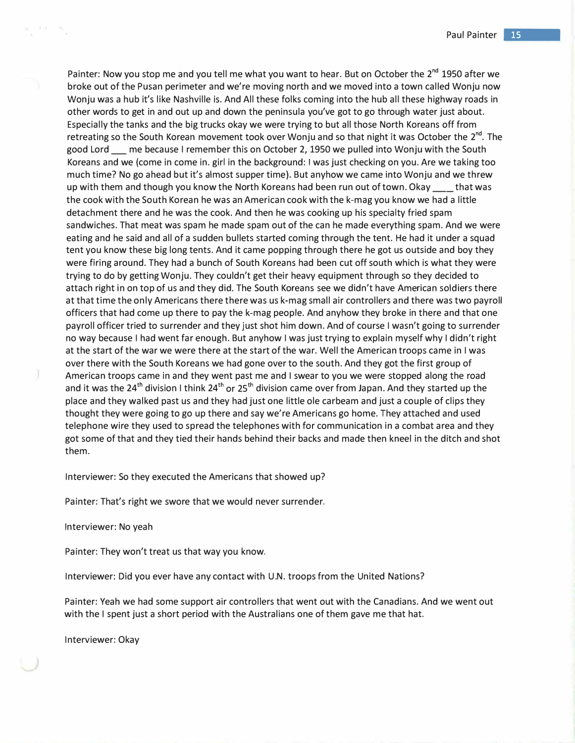Painter: Now you stop me and you tell me what you want to hear. But on October the 2nd 1950 after we broke out of the Pusan perimeter and we're moving north and we moved into a town called Wonju now Wonju was a hub it's like Nashville is. And All these folks coming into the hub all these highway roads in other words to get in and out up and down the peninsula you've got to go through water just about. Especially the tanks and the big trucks okay we were trying to but all those North Koreans off from retreating so the South Korean movement took over Wonju and so that night it was October the 2nd. The good Lord ___ me because I remember this on October 2, 1950 we pulled into Wonju with the South Koreans and we (come in come in. girl in the background: I was just checking on you. Are we taking too much time? No go ahead but it's almost supper time). But anyhow we came into Wonju and we threw up with them and though you know the North Koreans had been run out of town. Okay ____ that was the cook with the South Korean he was an American cook with the k-mag you know we had a little detachment there and he was the cook. And then he was cooking up his specialty fried spam sandwiches. That meat was spam he made spam out of the can he made everything spam. And we were eating and he said and all of a sudden bullets started coming through the tent. He had it under a squad tent you know these big long tents. And it came popping through there he got us outside and boy they were firing around. They had a bunch of South Koreans had been cut off south which is what they were trying to do by getting Wonju. They couldn't get their heavy equipment through so they decided to attach right in on top of us and they did. The South Koreans see we didn't have American soldiers there at that time the only Americans there there was us k-mag small air controllers and there was two payroll officers that had come up there to pay the k-mag people. And anyhow they broke in there and that one payroll officer tried to surrender and they just shot him down. And of course I wasn't going to surrender no way because I had went far enough. But anyhow I was just trying to explain myself why I didn't right at the start of the war we were there at the start of the war. Well the American troops came in I was over there with the South Koreans we had gone over to the south. And they got the first group of American troops came in and they went past me and I swear to you we were stopped along the road and it was the 24th division I think 24th or 25th division came over from Japan. And they started up the place and they walked past us and they had just one little ole carbeam and just a couple of clips they thought they were going to go up there and say we're Americans go home. They attached and used telephone wire they used to spread the telephones with for communication in a combat area and they got some of that and they tied their hands behind their backs and made then kneel in the ditch and shot them.

Interviewer: So they executed the Americans that showed up?

Painter: That's right we swore that we would never surrender.

Interviewer: No yeah

Painter: They won't treat us that way you know.

Interviewer: Did you ever have any contact with U.N. troops from the United Nations?

Painter: Yeah we had some support air controllers that went out with the Canadians. And we went out with the I spent just a short period with the Australians one of them gave me that hat.

Interviewer: Okay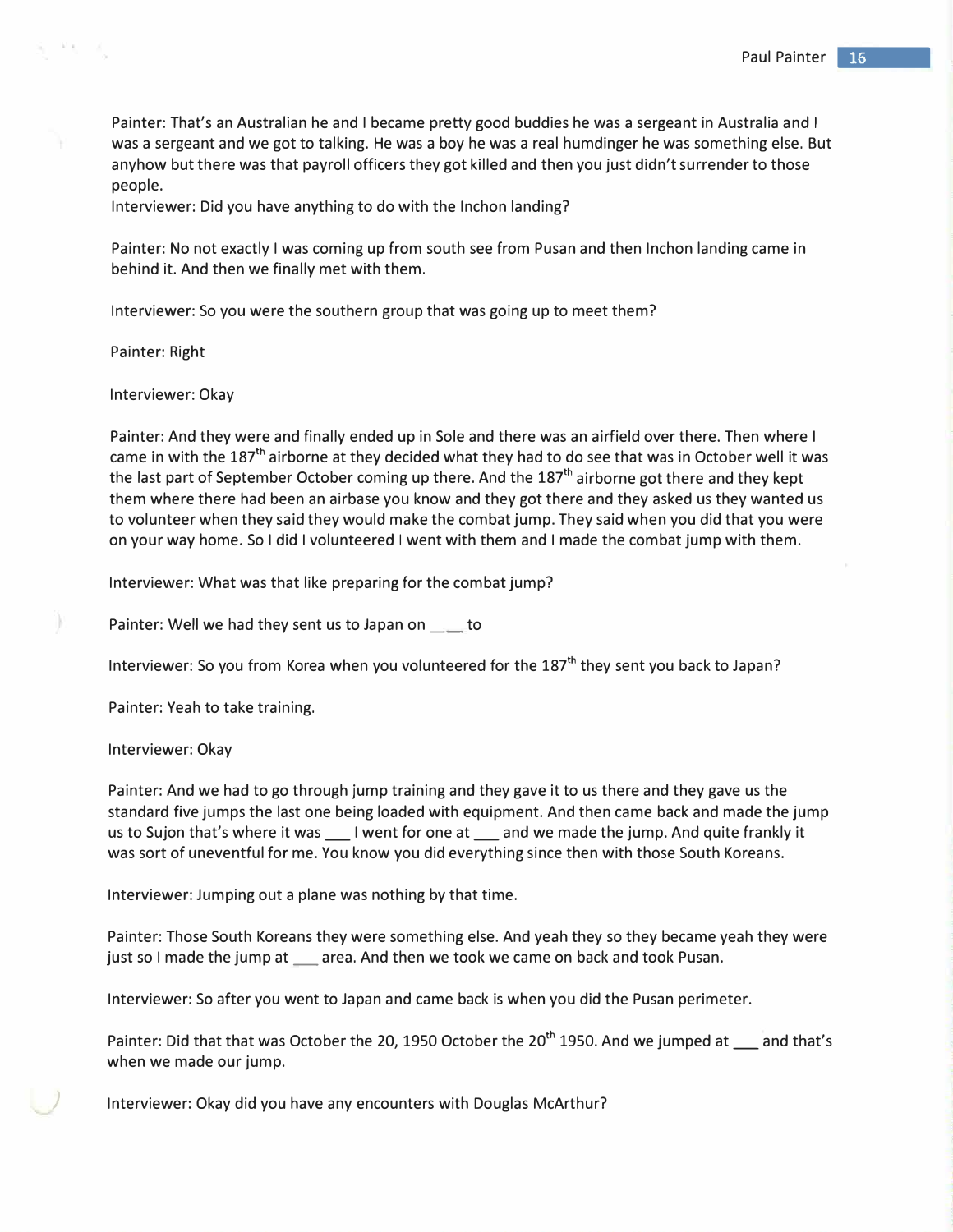Painter: That's an Australian he and I became pretty good buddies he was a sergeant in Australia and I was a sergeant and we got to talking. He was a boy he was a real humdinger he was something else. But anyhow but there was that payroll officers they got killed and then you just didn't surrender to those people.

Interviewer: Did you have anything to do with the Inchon landing?

Painter: No not exactly I was coming up from south see from Pusan and then Inchon landing came in behind it. And then we finally met with them.

Interviewer: So you were the southern group that was going up to meet them?

Painter: Right

Interviewer: Okay

Painter: And they were and finally ended up in Sole and there was an airfield over there. Then where I came in with the 187th airborne at they decided what they had to do see that was in October well it was the last part of September October coming up there. And the 187th airborne got there and they kept them where there had been an airbase you know and they got there and they asked us they wanted us to volunteer when they said they would make the combat jump. They said when you did that you were on your way home. So I did I volunteered I went with them and I made the combat jump with them.

Interviewer: What was that like preparing for the combat jump?

Painter: Well we had they sent us to Japan on ___ to

Interviewer: So you from Korea when you volunteered for the 187th they sent you back to Japan?

Painter: Yeah to take training.

Interviewer: Okay

Painter: And we had to go through jump training and they gave it to us there and they gave us the standard five jumps the last one being loaded with equipment. And then came back and made the jump us to Sujon that's where it was ___ I went for one at ___ and we made the jump. And quite frankly it was sort of uneventful for me. You know you did everything since then with those South Koreans.

Interviewer: Jumping out a plane was nothing by that time.

Painter: Those South Koreans they were something else. And yeah they so they became yeah they were just so I made the jump at ___ area. And then we took we came on back and took Pusan.

Interviewer: So after you went to Japan and came back is when you did the Pusan perimeter.

Painter: Did that that was October the 20, 1950 October the 20th 1950. And we jumped at ___ and that's when we made our jump.

Interviewer: Okay did you have any encounters with Douglas McArthur?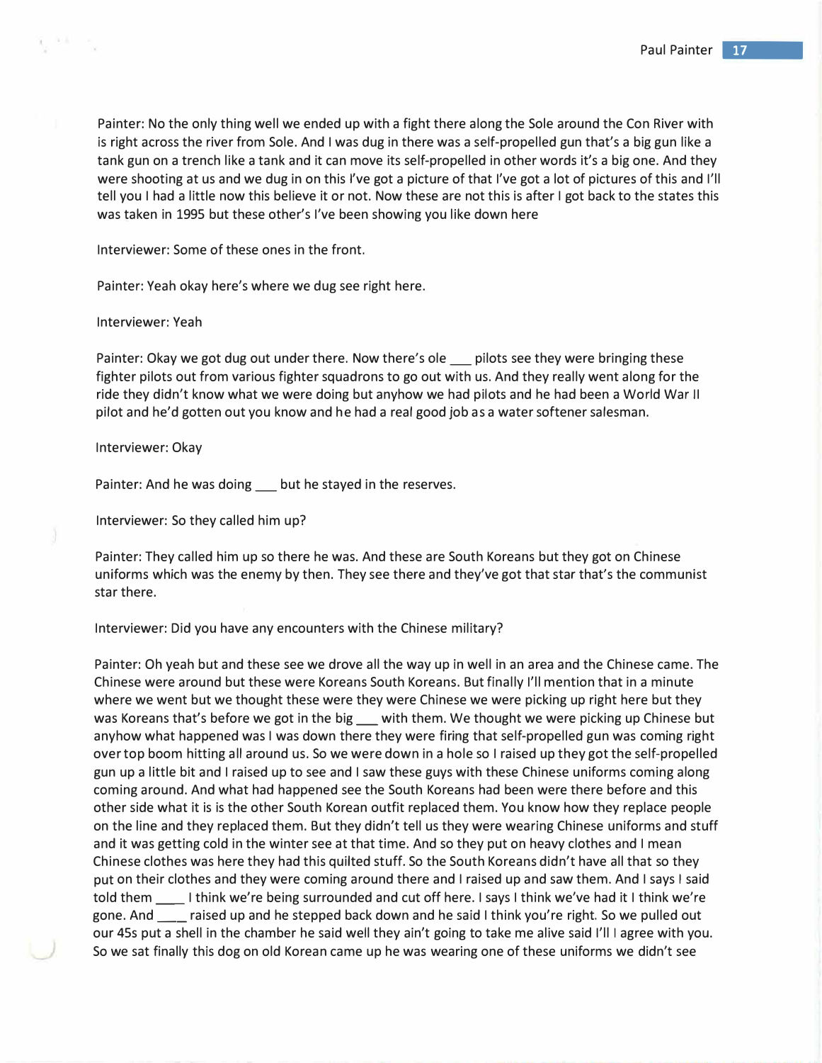Painter: No the only thing well we ended up with a fight there along the Sole around the Con River with is right across the river from Sole. And I was dug in there was a self-propelled gun that's a big gun like a tank gun on a trench like a tank and it can move its self-propelled in other words it's a big one. And they were shooting at us and we dug in on this I've got a picture of that I've got a lot of pictures of this and I'll tell you I had a little now this believe it or not. Now these are not this is after I got back to the states this was taken in 1995 but these other's I've been showing you like down here

Interviewer: Some of these ones in the front.

Painter: Yeah okay here's where we dug see right here.

Interviewer: Yeah

Painter: Okay we got dug out under there. Now there's ole ___ pilots see they were bringing these fighter pilots out from various fighter squadrons to go out with us. And they really went along for the ride they didn't know what we were doing but anyhow we had pilots and he had been a World War II pilot and he'd gotten out you know and he had a real good job as a water softener salesman.

Interviewer: Okay

Painter: And he was doing ___ but he stayed in the reserves.

Interviewer: So they called him up?

Painter: They called him up so there he was. And these are South Koreans but they got on Chinese uniforms which was the enemy by then. They see there and they've got that star that's the communist star there.

Interviewer: Did you have any encounters with the Chinese military?

Painter: Oh yeah but and these see we drove all the way up in well in an area and the Chinese came. The Chinese were around but these were Koreans South Koreans. But finally I'll mention that in a minute where we went but we thought these were they were Chinese we were picking up right here but they was Koreans that's before we got in the big ___ with them. We thought we were picking up Chinese but anyhow what happened was I was down there they were firing that self-propelled gun was coming right over top boom hitting all around us. So we were down in a hole so I raised up they got the self-propelled gun up a little bit and I raised up to see and I saw these guys with these Chinese uniforms coming along coming around. And what had happened see the South Koreans had been were there before and this other side what it is is the other South Korean outfit replaced them. You know how they replace people on the line and they replaced them. But they didn't tell us they were wearing Chinese uniforms and stuff and it was getting cold in the winter see at that time. And so they put on heavy clothes and I mean Chinese clothes was here they had this quilted stuff. So the South Koreans didn't have all that so they put on their clothes and they were coming around there and I raised up and saw them. And I says I said told them ____ I think we're being surrounded and cut off here. I says I think we've had it I think we're gone. And ____ raised up and he stepped back down and he said I think you're right. So we pulled out our 45s put a shell in the chamber he said well they ain't going to take me alive said I'll I agree with you. So we sat finally this dog on old Korean came up he was wearing one of these uniforms we didn't see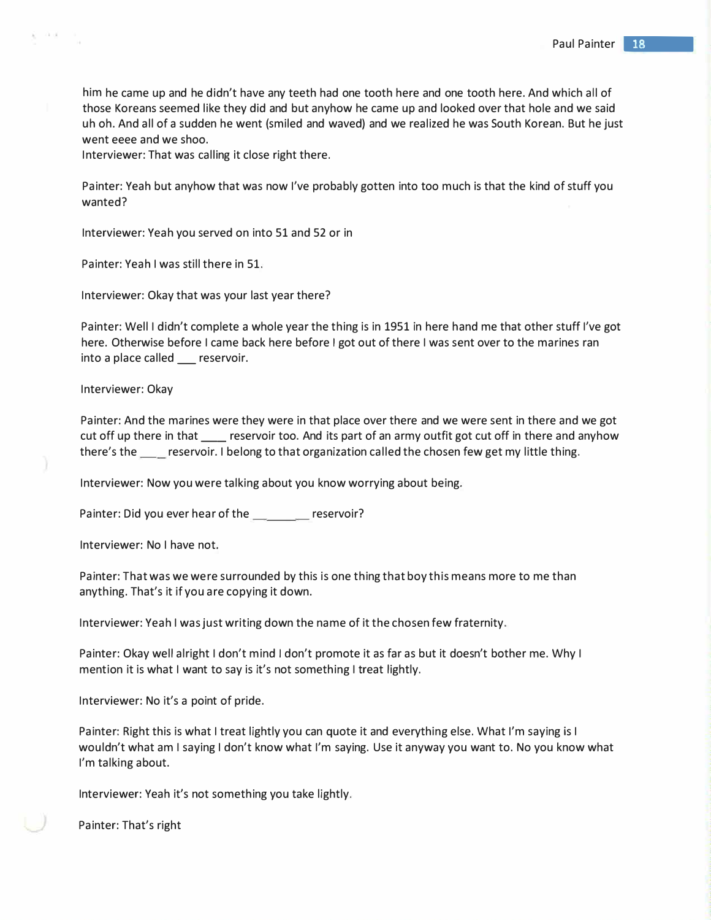him he came up and he didn't have any teeth had one tooth here and one tooth here. And which all of those Koreans seemed like they did and but anyhow he came up and looked over that hole and we said uh oh. And all of a sudden he went (smiled and waved) and we realized he was South Korean. But he just went eeee and we shoo.
Interviewer: That was calling it close right there.

Painter: Yeah but anyhow that was now I've probably gotten into too much is that the kind of stuff you wanted?

Interviewer: Yeah you served on into 51 and 52 or in

Painter: Yeah I was still there in 51.

Interviewer: Okay that was your last year there?

Painter: Well I didn't complete a whole year the thing is in 1951 in here hand me that other stuff I've got here. Otherwise before I came back here before I got out of there I was sent over to the marines ran into a place called ___ reservoir.

Interviewer: Okay

Painter: And the marines were they were in that place over there and we were sent in there and we got cut off up there in that ____ reservoir too. And its part of an army outfit got cut off in there and anyhow there's the ____ reservoir. I belong to that organization called the chosen few get my little thing.

Interviewer: Now you were talking about you know worrying about being.

Painter: Did you ever hear of the __________ reservoir?

Interviewer: No I have not.

Painter: That was we were surrounded by this is one thing that boy this means more to me than anything. That's it if you are copying it down.

Interviewer: Yeah I was just writing down the name of it the chosen few fraternity.

Painter: Okay well alright I don't mind I don't promote it as far as but it doesn't bother me. Why I mention it is what I want to say is it's not something I treat lightly.

Interviewer: No it's a point of pride.

Painter: Right this is what I treat lightly you can quote it and everything else. What I'm saying is I wouldn't what am I saying I don't know what I'm saying. Use it anyway you want to. No you know what I'm talking about.

Interviewer: Yeah it's not something you take lightly.

Painter: That's right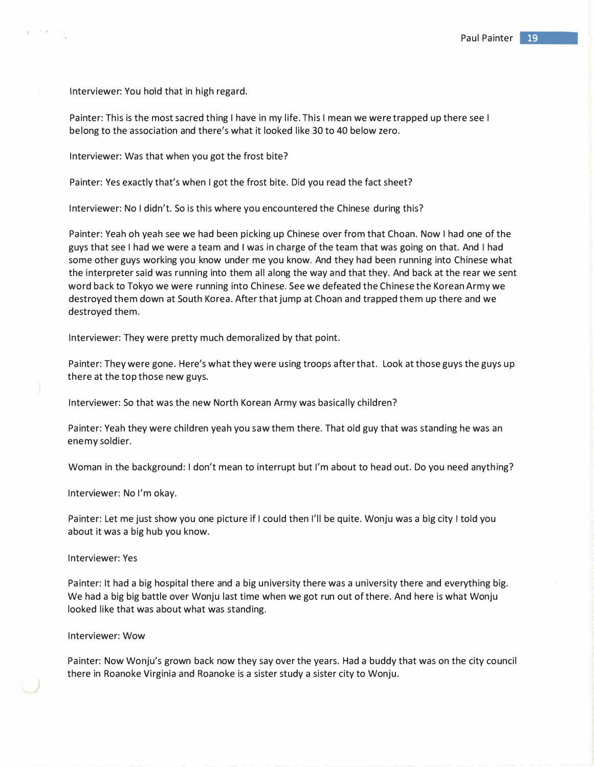Interviewer: You hold that in high regard.

Painter: This is the most sacred thing I have in my life. This I mean we were trapped up there see I belong to the association and there's what it looked like 30 to 40 below zero.

Interviewer: Was that when you got the frost bite?

Painter: Yes exactly that's when I got the frost bite. Did you read the fact sheet?

Interviewer: No I didn't. So is this where you encountered the Chinese during this?

Painter: Yeah oh yeah see we had been picking up Chinese over from that Choan. Now I had one of the guys that see I had we were a team and I was in charge of the team that was going on that. And I had some other guys working you know under me you know. And they had been running into Chinese what the interpreter said was running into them all along the way and that they. And back at the rear we sent word back to Tokyo we were running into Chinese. See we defeated the Chinese the Korean Army we destroyed them down at South Korea. After that jump at Choan and trapped them up there and we destroyed them.

Interviewer: They were pretty much demoralized by that point.

Painter: They were gone. Here's what they were using troops after that. Look at those guys the guys up there at the top those new guys.

Interviewer: So that was the new North Korean Army was basically children?

Painter: Yeah they were children yeah you saw them there. That old guy that was standing he was an enemy soldier.

Woman in the background: I don't mean to interrupt but I'm about to head out. Do you need anything?

Interviewer: No I'm okay.

Painter: Let me just show you one picture if I could then I'll be quite. Wonju was a big city I told you about it was a big hub you know.

Interviewer: Yes

Painter: It had a big hospital there and a big university there was a university there and everything big. We had a big big battle over Wonju last time when we got run out of there. And here is what Wonju looked like that was about what was standing.

Interviewer: Wow

Painter: Now Wonju's grown back now they say over the years. Had a buddy that was on the city council there in Roanoke Virginia and Roanoke is a sister study a sister city to Wonju.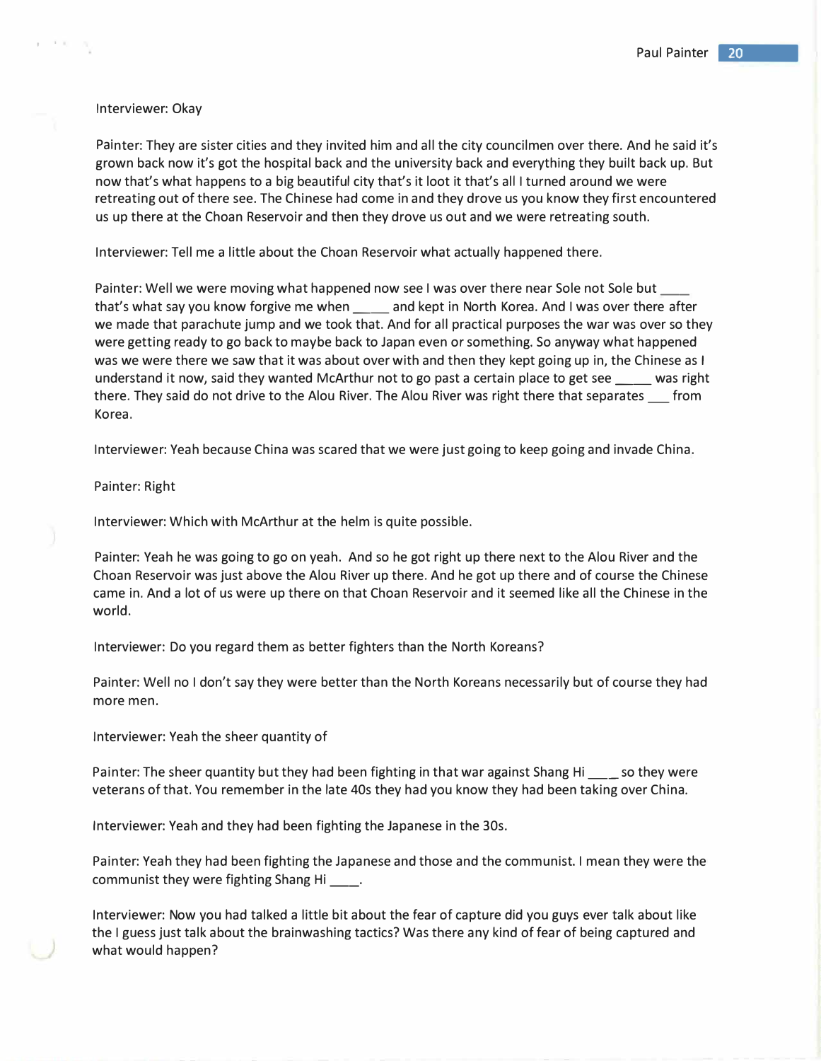Interviewer: Okay

Painter: They are sister cities and they invited him and all the city councilmen over there. And he said it's grown back now it's got the hospital back and the university back and everything they built back up. But now that's what happens to a big beautiful city that's it loot it that's all I turned around we were retreating out of there see. The Chinese had come in and they drove us you know they first encountered us up there at the Choan Reservoir and then they drove us out and we were retreating south.

Interviewer: Tell me a little about the Choan Reservoir what actually happened there.

Painter: Well we were moving what happened now see I was over there near Sole not Sole but ____ that's what say you know forgive me when _____ and kept in North Korea. And I was over there after we made that parachute jump and we took that. And for all practical purposes the war was over so they were getting ready to go back to maybe back to Japan even or something. So anyway what happened was we were there we saw that it was about over with and then they kept going up in, the Chinese as I understand it now, said they wanted McArthur not to go past a certain place to get see _____ was right there. They said do not drive to the Alou River. The Alou River was right there that separates ___ from Korea.

Interviewer: Yeah because China was scared that we were just going to keep going and invade China.

Painter: Right

Interviewer: Which with McArthur at the helm is quite possible.

Painter: Yeah he was going to go on yeah. And so he got right up there next to the Alou River and the Choan Reservoir was just above the Alou River up there. And he got up there and of course the Chinese came in. And a lot of us were up there on that Choan Reservoir and it seemed like all the Chinese in the world.

Interviewer: Do you regard them as better fighters than the North Koreans?

Painter: Well no I don't say they were better than the North Koreans necessarily but of course they had more men.

Interviewer: Yeah the sheer quantity of

Painter: The sheer quantity but they had been fighting in that war against Shang Hi ____ so they were veterans of that. You remember in the late 40s they had you know they had been taking over China.

Interviewer: Yeah and they had been fighting the Japanese in the 30s.

Painter: Yeah they had been fighting the Japanese and those and the communist. I mean they were the communist they were fighting Shang Hi ____.

Interviewer: Now you had talked a little bit about the fear of capture did you guys ever talk about like the I guess just talk about the brainwashing tactics? Was there any kind of fear of being captured and what would happen?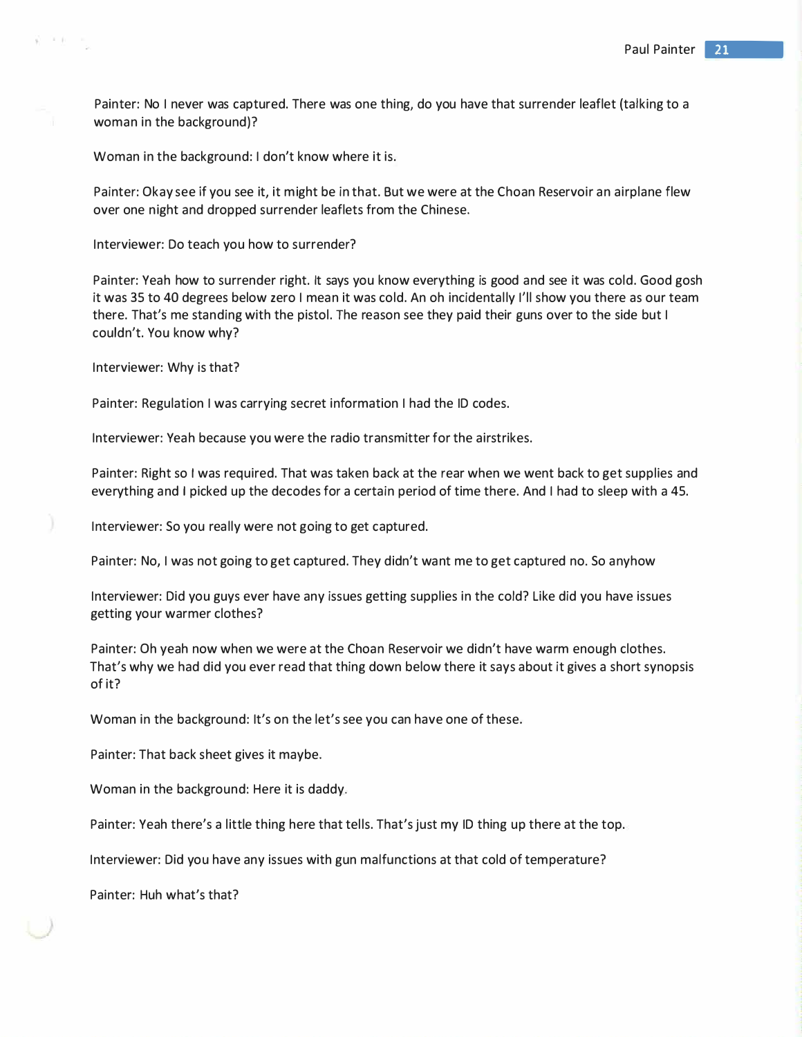Painter: No I never was captured. There was one thing, do you have that surrender leaflet (talking to a woman in the background)?

Woman in the background: I don't know where it is.

Painter: Okay see if you see it, it might be in that. But we were at the Choan Reservoir an airplane flew over one night and dropped surrender leaflets from the Chinese.

Interviewer: Do teach you how to surrender?

Painter: Yeah how to surrender right. It says you know everything is good and see it was cold. Good gosh it was 35 to 40 degrees below zero I mean it was cold. An oh incidentally I'll show you there as our team there. That's me standing with the pistol. The reason see they paid their guns over to the side but I couldn't. You know why?

Interviewer: Why is that?

Painter: Regulation I was carrying secret information I had the ID codes.

Interviewer: Yeah because you were the radio transmitter for the airstrikes.

Painter: Right so I was required. That was taken back at the rear when we went back to get supplies and everything and I picked up the decodes for a certain period of time there. And I had to sleep with a 45.

Interviewer: So you really were not going to get captured.

Painter: No, I was not going to get captured. They didn't want me to get captured no. So anyhow

Interviewer: Did you guys ever have any issues getting supplies in the cold? Like did you have issues getting your warmer clothes?

Painter: Oh yeah now when we were at the Choan Reservoir we didn't have warm enough clothes. That's why we had did you ever read that thing down below there it says about it gives a short synopsis of it?

Woman in the background: It's on the let's see you can have one of these.

Painter: That back sheet gives it maybe.

Woman in the background: Here it is daddy.

Painter: Yeah there's a little thing here that tells. That's just my ID thing up there at the top.

Interviewer: Did you have any issues with gun malfunctions at that cold of temperature?

Painter: Huh what's that?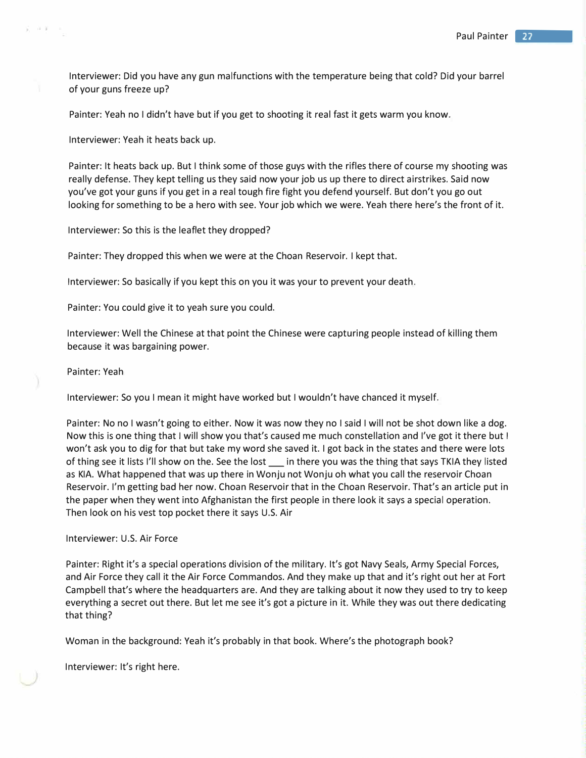Interviewer: Did you have any gun malfunctions with the temperature being that cold? Did your barrel of your guns freeze up?

Painter: Yeah no I didn't have but if you get to shooting it real fast it gets warm you know.

Interviewer: Yeah it heats back up.

Painter: It heats back up. But I think some of those guys with the rifles there of course my shooting was really defense. They kept telling us they said now your job us up there to direct airstrikes. Said now you've got your guns if you get in a real tough fire fight you defend yourself. But don't you go out looking for something to be a hero with see. Your job which we were. Yeah there here's the front of it.

Interviewer: So this is the leaflet they dropped?

Painter: They dropped this when we were at the Choan Reservoir. I kept that.

Interviewer: So basically if you kept this on you it was your to prevent your death.

Painter: You could give it to yeah sure you could.

Interviewer: Well the Chinese at that point the Chinese were capturing people instead of killing them because it was bargaining power.

Painter: Yeah

Interviewer: So you I mean it might have worked but I wouldn't have chanced it myself.

Painter: No no I wasn't going to either. Now it was now they no I said I will not be shot down like a dog. Now this is one thing that I will show you that's caused me much constellation and I've got it there but I won't ask you to dig for that but take my word she saved it. I got back in the states and there were lots of thing see it lists I'll show on the. See the lost ___ in there you was the thing that says TKIA they listed as KIA. What happened that was up there in Wonju not Wonju oh what you call the reservoir Choan Reservoir. I'm getting bad her now. Choan Reservoir that in the Choan Reservoir. That's an article put in the paper when they went into Afghanistan the first people in there look it says a special operation. Then look on his vest top pocket there it says U.S. Air

Interviewer: U.S. Air Force

Painter: Right it's a special operations division of the military. It's got Navy Seals, Army Special Forces, and Air Force they call it the Air Force Commandos. And they make up that and it's right out her at Fort Campbell that's where the headquarters are. And they are talking about it now they used to try to keep everything a secret out there. But let me see it's got a picture in it. While they was out there dedicating that thing?

Woman in the background: Yeah it's probably in that book. Where's the photograph book?

Interviewer: It's right here.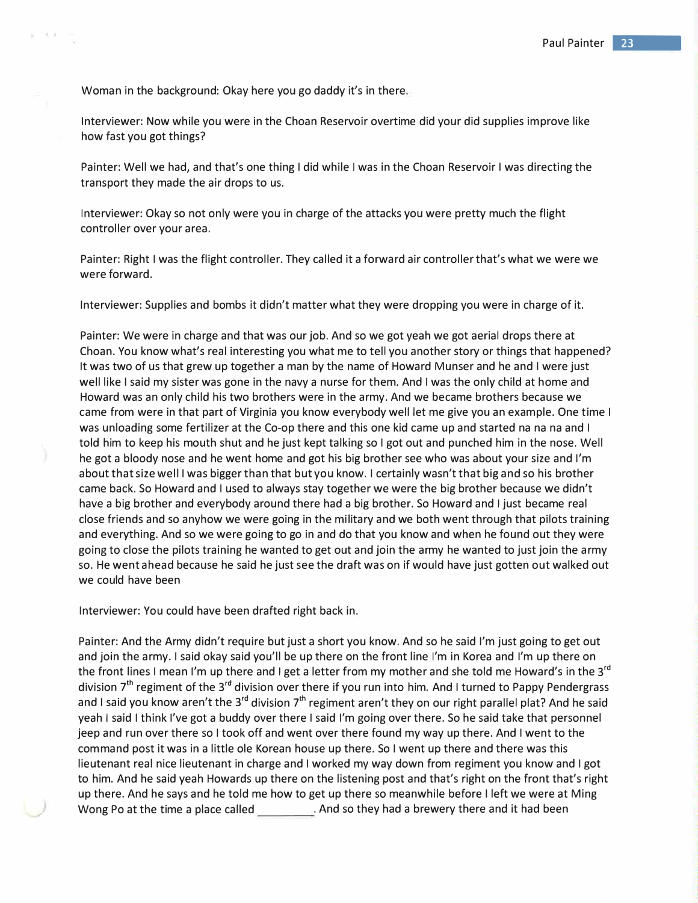Woman in the background: Okay here you go daddy it's in there.

Interviewer: Now while you were in the Choan Reservoir overtime did your did supplies improve like how fast you got things?

Painter: Well we had, and that's one thing I did while I was in the Choan Reservoir I was directing the transport they made the air drops to us.

Interviewer: Okay so not only were you in charge of the attacks you were pretty much the flight controller over your area.

Painter: Right I was the flight controller. They called it a forward air controller that's what we were we were forward.

Interviewer: Supplies and bombs it didn't matter what they were dropping you were in charge of it.

Painter: We were in charge and that was our job. And so we got yeah we got aerial drops there at Choan. You know what's real interesting you what me to tell you another story or things that happened? It was two of us that grew up together a man by the name of Howard Munser and he and I were just well like I said my sister was gone in the navy a nurse for them. And I was the only child at home and Howard was an only child his two brothers were in the army. And we became brothers because we came from were in that part of Virginia you know everybody well let me give you an example. One time I was unloading some fertilizer at the Co-op there and this one kid came up and started na na na and I told him to keep his mouth shut and he just kept talking so I got out and punched him in the nose. Well he got a bloody nose and he went home and got his big brother see who was about your size and I'm about that size well I was bigger than that but you know. I certainly wasn't that big and so his brother came back. So Howard and I used to always stay together we were the big brother because we didn't have a big brother and everybody around there had a big brother. So Howard and I just became real close friends and so anyhow we were going in the military and we both went through that pilots training and everything. And so we were going to go in and do that you know and when he found out they were going to close the pilots training he wanted to get out and join the army he wanted to just join the army so. He went ahead because he said he just see the draft was on if would have just gotten out walked out we could have been

Interviewer: You could have been drafted right back in.

Painter: And the Army didn't require but just a short you know. And so he said I'm just going to get out and join the army. I said okay said you'll be up there on the front line I'm in Korea and I'm up there on the front lines I mean I'm up there and I get a letter from my mother and she told me Howard's in the 3rd division 7th regiment of the 3rd division over there if you run into him. And I turned to Pappy Pendergrass and I said you know aren't the 3rd division 7th regiment aren't they on our right parallel plat? And he said yeah I said I think I've got a buddy over there I said I'm going over there. So he said take that personnel jeep and run over there so I took off and went over there found my way up there. And I went to the command post it was in a little ole Korean house up there. So I went up there and there was this lieutenant real nice lieutenant in charge and I worked my way down from regiment you know and I got to him. And he said yeah Howards up there on the listening post and that's right on the front that's right up there. And he says and he told me how to get up there so meanwhile before I left we were at Ming Wong Po at the time a place called _________. And so they had a brewery there and it had been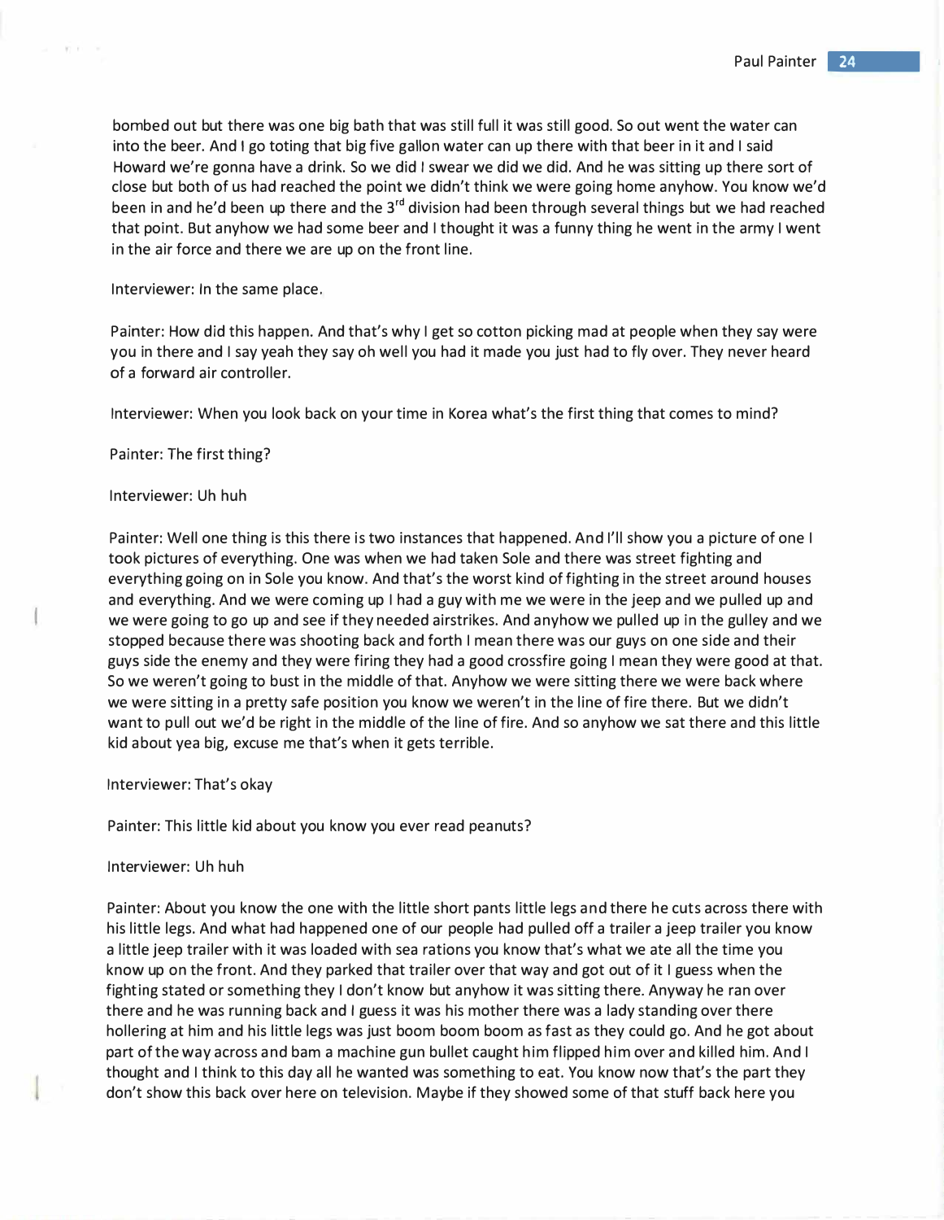bombed out but there was one big bath that was still full it was still good. So out went the water can into the beer. And I go toting that big five gallon water can up there with that beer in it and I said Howard we're gonna have a drink. So we did I swear we did we did. And he was sitting up there sort of close but both of us had reached the point we didn't think we were going home anyhow. You know we'd been in and he'd been up there and the 3rd division had been through several things but we had reached that point. But anyhow we had some beer and I thought it was a funny thing he went in the army I went in the air force and there we are up on the front line.

Interviewer: In the same place.

Painter: How did this happen. And that's why I get so cotton picking mad at people when they say were you in there and I say yeah they say oh well you had it made you just had to fly over. They never heard of a forward air controller.

Interviewer: When you look back on your time in Korea what's the first thing that comes to mind?

Painter: The first thing?

Interviewer: Uh huh

Painter: Well one thing is this there is two instances that happened. And I'll show you a picture of one I took pictures of everything. One was when we had taken Sole and there was street fighting and everything going on in Sole you know. And that's the worst kind of fighting in the street around houses and everything. And we were coming up I had a guy with me we were in the jeep and we pulled up and we were going to go up and see if they needed airstrikes. And anyhow we pulled up in the gulley and we stopped because there was shooting back and forth I mean there was our guys on one side and their guys side the enemy and they were firing they had a good crossfire going I mean they were good at that. So we weren't going to bust in the middle of that. Anyhow we were sitting there we were back where we were sitting in a pretty safe position you know we weren't in the line of fire there. But we didn't want to pull out we'd be right in the middle of the line of fire. And so anyhow we sat there and this little kid about yea big, excuse me that's when it gets terrible.

Interviewer: That's okay

Painter: This little kid about you know you ever read peanuts?

Interviewer: Uh huh

Painter: About you know the one with the little short pants little legs and there he cuts across there with his little legs. And what had happened one of our people had pulled off a trailer a jeep trailer you know a little jeep trailer with it was loaded with sea rations you know that's what we ate all the time you know up on the front. And they parked that trailer over that way and got out of it I guess when the fighting stated or something they I don't know but anyhow it was sitting there. Anyway he ran over there and he was running back and I guess it was his mother there was a lady standing over there hollering at him and his little legs was just boom boom boom as fast as they could go. And he got about part of the way across and bam a machine gun bullet caught him flipped him over and killed him. And I thought and I think to this day all he wanted was something to eat. You know now that's the part they don't show this back over here on television. Maybe if they showed some of that stuff back here you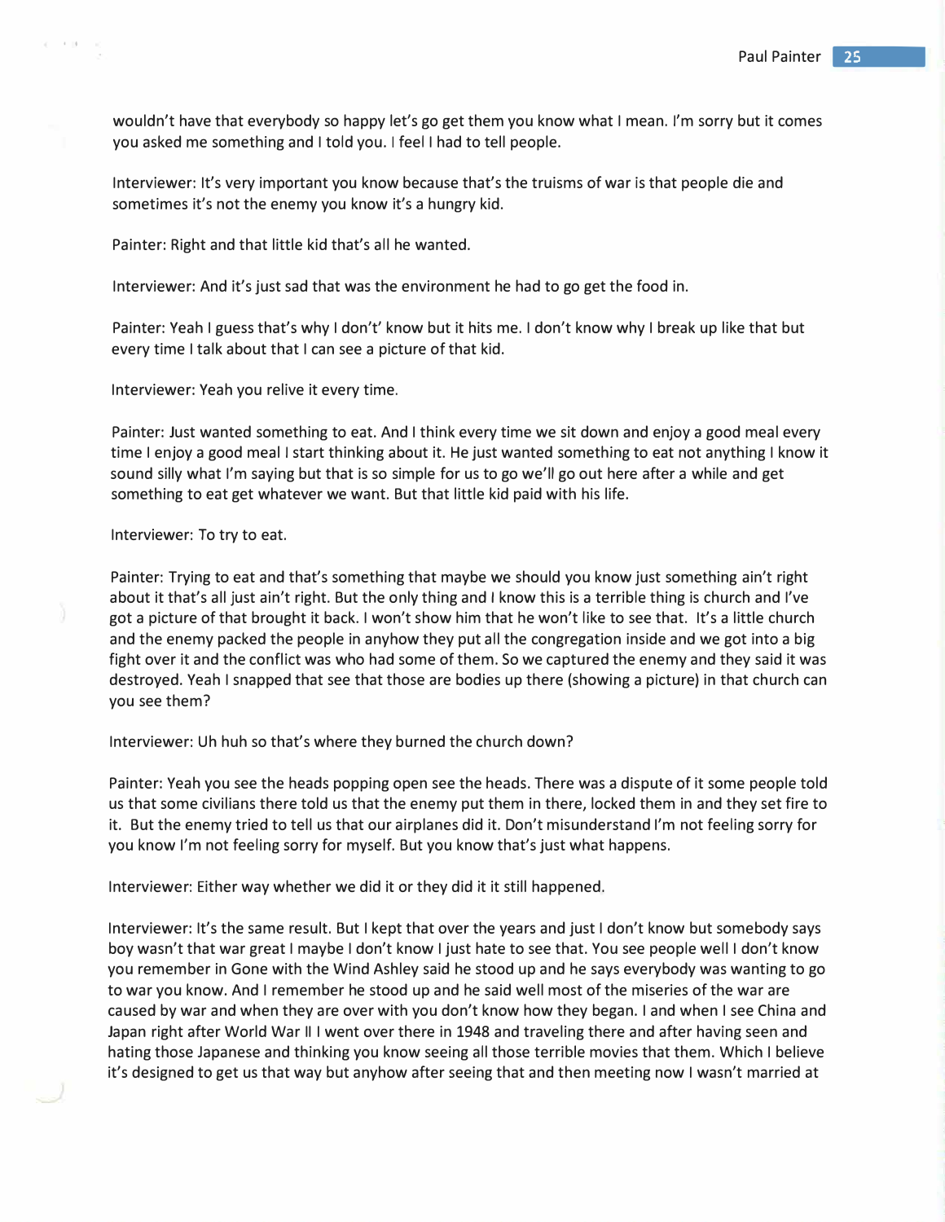wouldn't have that everybody so happy let's go get them you know what I mean. I'm sorry but it comes you asked me something and I told you. I feel I had to tell people.

Interviewer: It's very important you know because that's the truisms of war is that people die and sometimes it's not the enemy you know it's a hungry kid.

Painter: Right and that little kid that's all he wanted.

Interviewer: And it's just sad that was the environment he had to go get the food in.

Painter: Yeah I guess that's why I don't' know but it hits me. I don't know why I break up like that but every time I talk about that I can see a picture of that kid.

Interviewer: Yeah you relive it every time.

Painter: Just wanted something to eat. And I think every time we sit down and enjoy a good meal every time I enjoy a good meal I start thinking about it. He just wanted something to eat not anything I know it sound silly what I'm saying but that is so simple for us to go we'll go out here after a while and get something to eat get whatever we want. But that little kid paid with his life.

Interviewer: To try to eat.

Painter: Trying to eat and that's something that maybe we should you know just something ain't right about it that's all just ain't right. But the only thing and I know this is a terrible thing is church and I've got a picture of that brought it back. I won't show him that he won't like to see that. It's a little church and the enemy packed the people in anyhow they put all the congregation inside and we got into a big fight over it and the conflict was who had some of them. So we captured the enemy and they said it was destroyed. Yeah I snapped that see that those are bodies up there (showing a picture) in that church can you see them?

Interviewer: Uh huh so that's where they burned the church down?

Painter: Yeah you see the heads popping open see the heads. There was a dispute of it some people told us that some civilians there told us that the enemy put them in there, locked them in and they set fire to it. But the enemy tried to tell us that our airplanes did it. Don't misunderstand I'm not feeling sorry for you know I'm not feeling sorry for myself. But you know that's just what happens.

Interviewer: Either way whether we did it or they did it it still happened.

Interviewer: It's the same result. But I kept that over the years and just I don't know but somebody says boy wasn't that war great I maybe I don't know I just hate to see that. You see people well I don't know you remember in Gone with the Wind Ashley said he stood up and he says everybody was wanting to go to war you know. And I remember he stood up and he said well most of the miseries of the war are caused by war and when they are over with you don't know how they began. I and when I see China and Japan right after World War II I went over there in 1948 and traveling there and after having seen and hating those Japanese and thinking you know seeing all those terrible movies that them. Which I believe it's designed to get us that way but anyhow after seeing that and then meeting now I wasn't married at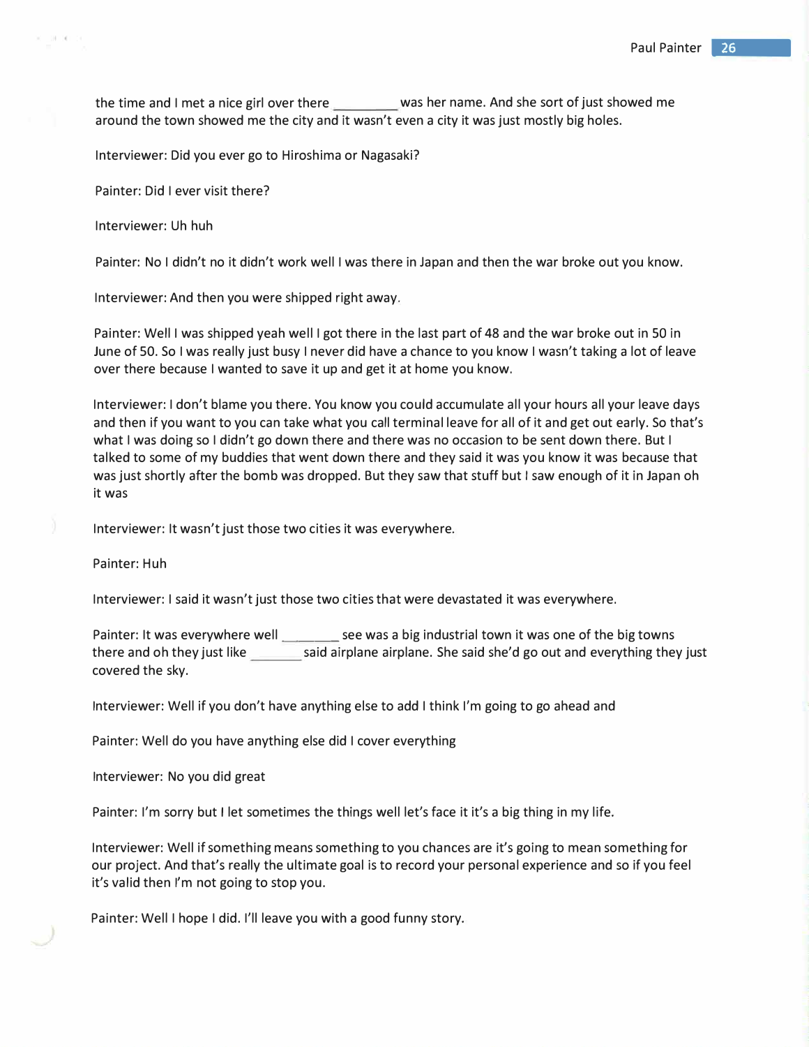the time and I met a nice girl over there _________ was her name. And she sort of just showed me around the town showed me the city and it wasn't even a city it was just mostly big holes.

Interviewer: Did you ever go to Hiroshima or Nagasaki?

Painter: Did I ever visit there?

Interviewer: Uh huh

Painter: No I didn't no it didn't work well I was there in Japan and then the war broke out you know.

Interviewer: And then you were shipped right away.

Painter: Well I was shipped yeah well I got there in the last part of 48 and the war broke out in 50 in June of 50. So I was really just busy I never did have a chance to you know I wasn't taking a lot of leave over there because I wanted to save it up and get it at home you know.

Interviewer: I don't blame you there. You know you could accumulate all your hours all your leave days and then if you want to you can take what you call terminal leave for all of it and get out early. So that's what I was doing so I didn't go down there and there was no occasion to be sent down there. But I talked to some of my buddies that went down there and they said it was you know it was because that was just shortly after the bomb was dropped. But they saw that stuff but I saw enough of it in Japan oh it was

Interviewer: It wasn't just those two cities it was everywhere.

Painter: Huh

Interviewer: I said it wasn't just those two cities that were devastated it was everywhere.

Painter: It was everywhere well ________ see was a big industrial town it was one of the big towns there and oh they just like _______ said airplane airplane. She said she'd go out and everything they just covered the sky.

Interviewer: Well if you don't have anything else to add I think I'm going to go ahead and

Painter: Well do you have anything else did I cover everything

Interviewer: No you did great

Painter: I'm sorry but I let sometimes the things well let's face it it's a big thing in my life.

Interviewer: Well if something means something to you chances are it's going to mean something for our project. And that's really the ultimate goal is to record your personal experience and so if you feel it's valid then I'm not going to stop you.

Painter: Well I hope I did. I'll leave you with a good funny story.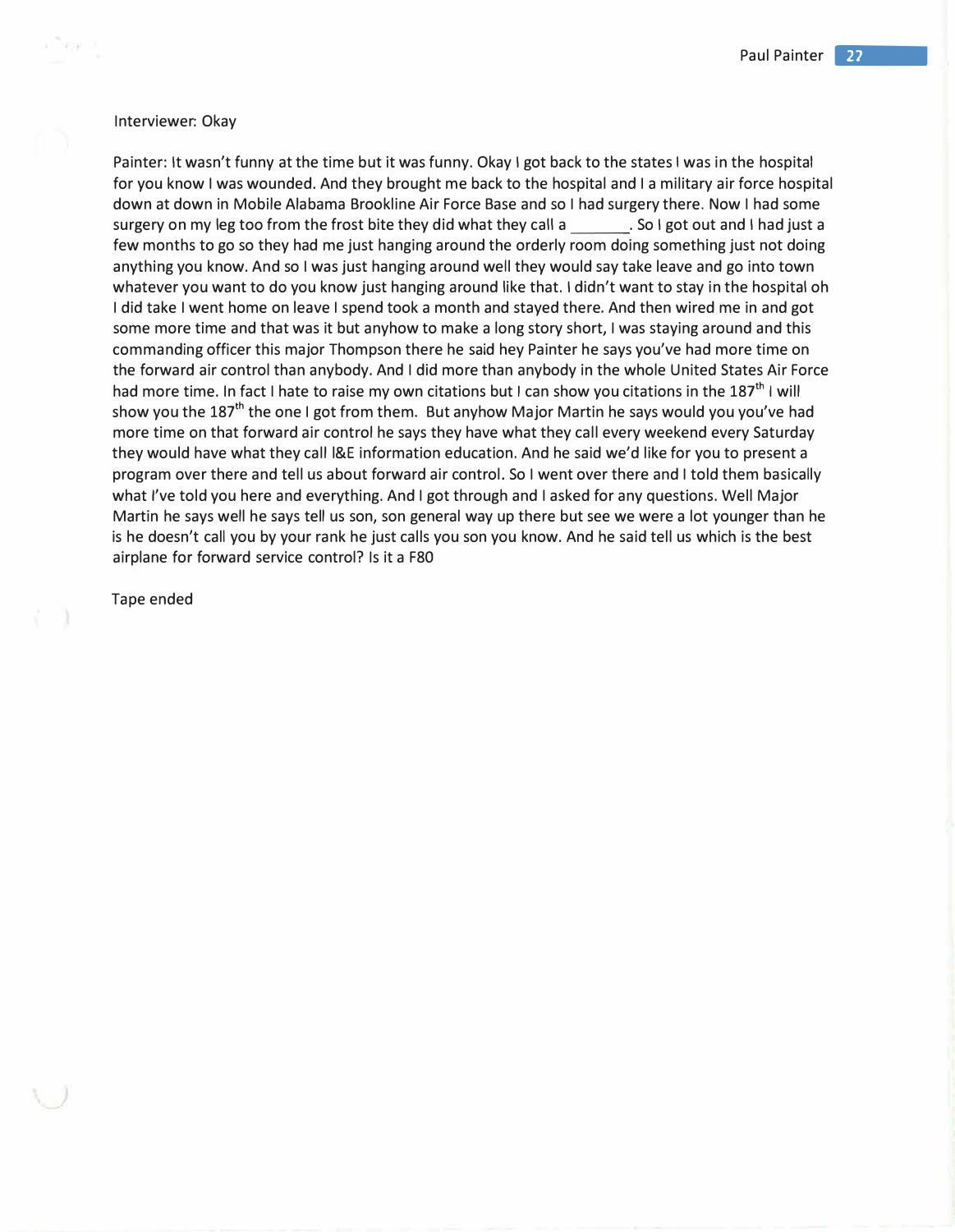Interviewer: Okay

Painter: It wasn't funny at the time but it was funny. Okay I got back to the states I was in the hospital for you know I was wounded. And they brought me back to the hospital and I a military air force hospital down at down in Mobile Alabama Brookline Air Force Base and so I had surgery there. Now I had some surgery on my leg too from the frost bite they did what they call a _______. So I got out and I had just a few months to go so they had me just hanging around the orderly room doing something just not doing anything you know. And so I was just hanging around well they would say take leave and go into town whatever you want to do you know just hanging around like that. I didn't want to stay in the hospital oh I did take I went home on leave I spend took a month and stayed there. And then wired me in and got some more time and that was it but anyhow to make a long story short, I was staying around and this commanding officer this major Thompson there he said hey Painter he says you've had more time on the forward air control than anybody. And I did more than anybody in the whole United States Air Force had more time. In fact I hate to raise my own citations but I can show you citations in the 187th I will show you the 187th the one I got from them. But anyhow Major Martin he says would you you've had more time on that forward air control he says they have what they call every weekend every Saturday they would have what they call I&E information education. And he said we'd like for you to present a program over there and tell us about forward air control. So I went over there and I told them basically what I've told you here and everything. And I got through and I asked for any questions. Well Major Martin he says well he says tell us son, son general way up there but see we were a lot younger than he is he doesn't call you by your rank he just calls you son you know. And he said tell us which is the best airplane for forward service control? Is it a F80

Tape ended